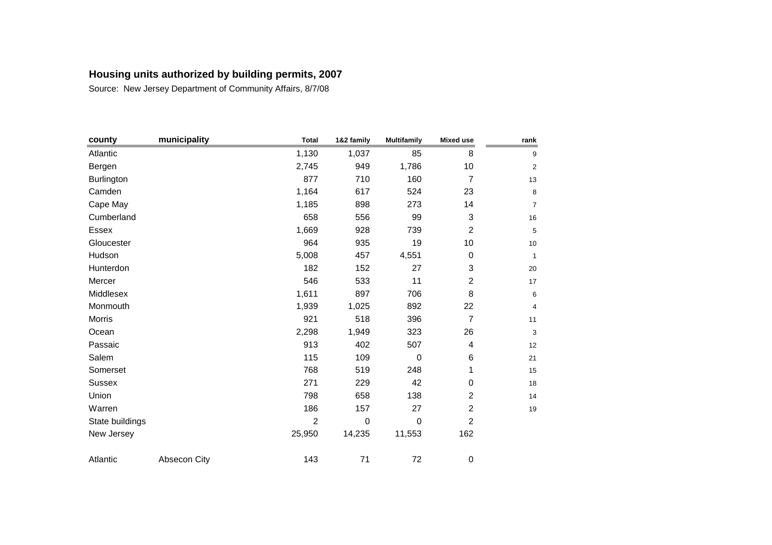**Housing units authorized by building permits, 2007**

Source: New Jersey Department of Community Affairs, 8/7/08

| county | municipality | Total | 1&2 family | Multifamily | Mixed use | rank |
|---|---|---|---|---|---|---|
| Atlantic | | 1,130 | 1,037 | 85 | 8 | 9 |
| Bergen | | 2,745 | 949 | 1,786 | 10 | 2 |
| Burlington | | 877 | 710 | 160 | 7 | 13 |
| Camden | | 1,164 | 617 | 524 | 23 | 8 |
| Cape May | | 1,185 | 898 | 273 | 14 | 7 |
| Cumberland | | 658 | 556 | 99 | 3 | 16 |
| Essex | | 1,669 | 928 | 739 | 2 | 5 |
| Gloucester | | 964 | 935 | 19 | 10 | 10 |
| Hudson | | 5,008 | 457 | 4,551 | 0 | 1 |
| Hunterdon | | 182 | 152 | 27 | 3 | 20 |
| Mercer | | 546 | 533 | 11 | 2 | 17 |
| Middlesex | | 1,611 | 897 | 706 | 8 | 6 |
| Monmouth | | 1,939 | 1,025 | 892 | 22 | 4 |
| Morris | | 921 | 518 | 396 | 7 | 11 |
| Ocean | | 2,298 | 1,949 | 323 | 26 | 3 |
| Passaic | | 913 | 402 | 507 | 4 | 12 |
| Salem | | 115 | 109 | 0 | 6 | 21 |
| Somerset | | 768 | 519 | 248 | 1 | 15 |
| Sussex | | 271 | 229 | 42 | 0 | 18 |
| Union | | 798 | 658 | 138 | 2 | 14 |
| Warren | | 186 | 157 | 27 | 2 | 19 |
| State buildings | | 2 | 0 | 0 | 2 | |
| New Jersey | | 25,950 | 14,235 | 11,553 | 162 | |
| | | | | | | |
| Atlantic | Absecon City | 143 | 71 | 72 | 0 | |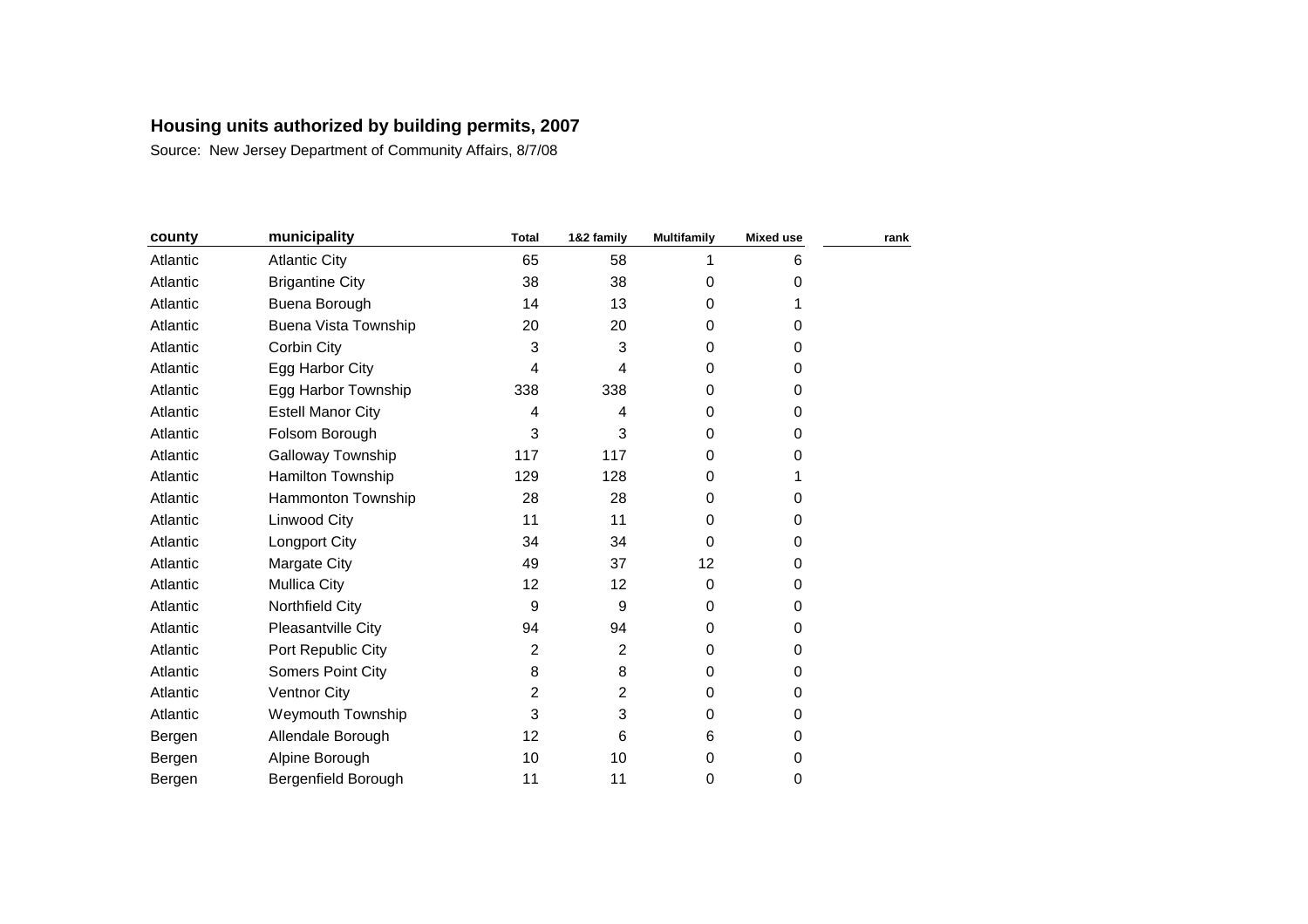**Housing units authorized by building permits, 2007**

Source: New Jersey Department of Community Affairs, 8/7/08

| county | municipality | Total | 1&2 family | Multifamily | Mixed use | rank |
|---|---|---|---|---|---|---|
| Atlantic | Atlantic City | 65 | 58 | 1 | 6 | |
| Atlantic | Brigantine City | 38 | 38 | 0 | 0 | |
| Atlantic | Buena Borough | 14 | 13 | 0 | 1 | |
| Atlantic | Buena Vista Township | 20 | 20 | 0 | 0 | |
| Atlantic | Corbin City | 3 | 3 | 0 | 0 | |
| Atlantic | Egg Harbor City | 4 | 4 | 0 | 0 | |
| Atlantic | Egg Harbor Township | 338 | 338 | 0 | 0 | |
| Atlantic | Estell Manor City | 4 | 4 | 0 | 0 | |
| Atlantic | Folsom Borough | 3 | 3 | 0 | 0 | |
| Atlantic | Galloway Township | 117 | 117 | 0 | 0 | |
| Atlantic | Hamilton Township | 129 | 128 | 0 | 1 | |
| Atlantic | Hammonton Township | 28 | 28 | 0 | 0 | |
| Atlantic | Linwood City | 11 | 11 | 0 | 0 | |
| Atlantic | Longport City | 34 | 34 | 0 | 0 | |
| Atlantic | Margate City | 49 | 37 | 12 | 0 | |
| Atlantic | Mullica City | 12 | 12 | 0 | 0 | |
| Atlantic | Northfield City | 9 | 9 | 0 | 0 | |
| Atlantic | Pleasantville City | 94 | 94 | 0 | 0 | |
| Atlantic | Port Republic City | 2 | 2 | 0 | 0 | |
| Atlantic | Somers Point City | 8 | 8 | 0 | 0 | |
| Atlantic | Ventnor City | 2 | 2 | 0 | 0 | |
| Atlantic | Weymouth Township | 3 | 3 | 0 | 0 | |
| Bergen | Allendale Borough | 12 | 6 | 6 | 0 | |
| Bergen | Alpine Borough | 10 | 10 | 0 | 0 | |
| Bergen | Bergenfield Borough | 11 | 11 | 0 | 0 | |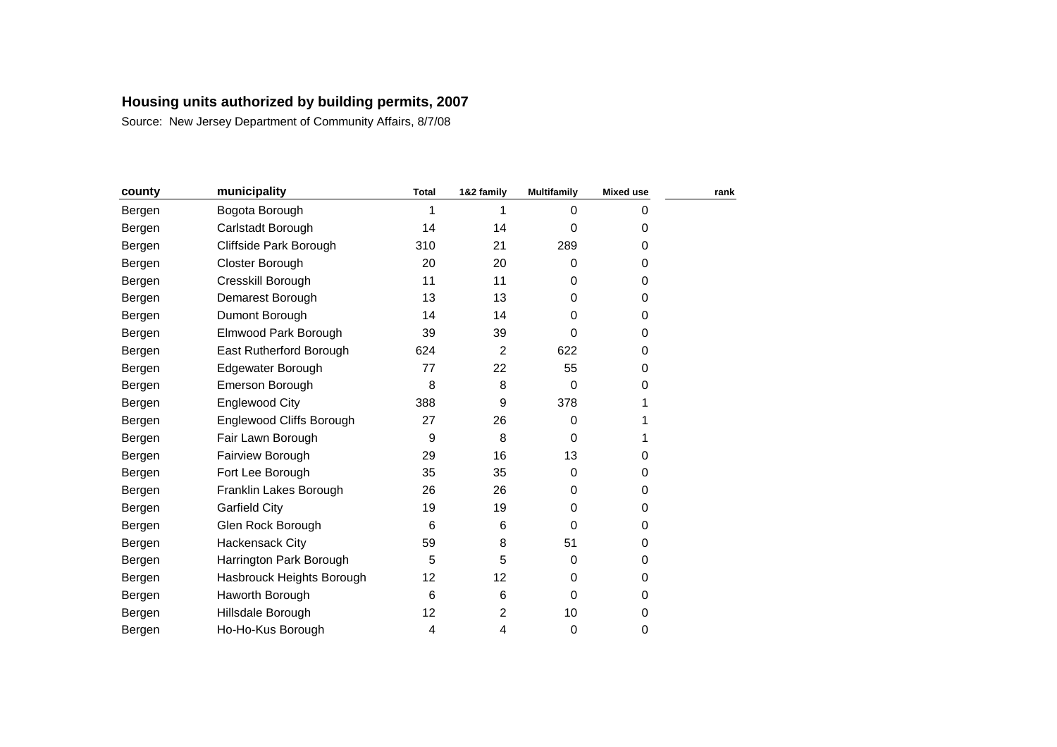# Housing units authorized by building permits, 2007

Source: New Jersey Department of Community Affairs, 8/7/08

| county | municipality | Total | 1&2 family | Multifamily | Mixed use | rank |
|---|---|---|---|---|---|---|
| Bergen | Bogota Borough | 1 | 1 | 0 | 0 | |
| Bergen | Carlstadt Borough | 14 | 14 | 0 | 0 | |
| Bergen | Cliffside Park Borough | 310 | 21 | 289 | 0 | |
| Bergen | Closter Borough | 20 | 20 | 0 | 0 | |
| Bergen | Cresskill Borough | 11 | 11 | 0 | 0 | |
| Bergen | Demarest Borough | 13 | 13 | 0 | 0 | |
| Bergen | Dumont Borough | 14 | 14 | 0 | 0 | |
| Bergen | Elmwood Park Borough | 39 | 39 | 0 | 0 | |
| Bergen | East Rutherford Borough | 624 | 2 | 622 | 0 | |
| Bergen | Edgewater Borough | 77 | 22 | 55 | 0 | |
| Bergen | Emerson Borough | 8 | 8 | 0 | 0 | |
| Bergen | Englewood City | 388 | 9 | 378 | 1 | |
| Bergen | Englewood Cliffs Borough | 27 | 26 | 0 | 1 | |
| Bergen | Fair Lawn Borough | 9 | 8 | 0 | 1 | |
| Bergen | Fairview Borough | 29 | 16 | 13 | 0 | |
| Bergen | Fort Lee Borough | 35 | 35 | 0 | 0 | |
| Bergen | Franklin Lakes Borough | 26 | 26 | 0 | 0 | |
| Bergen | Garfield City | 19 | 19 | 0 | 0 | |
| Bergen | Glen Rock Borough | 6 | 6 | 0 | 0 | |
| Bergen | Hackensack City | 59 | 8 | 51 | 0 | |
| Bergen | Harrington Park Borough | 5 | 5 | 0 | 0 | |
| Bergen | Hasbrouck Heights Borough | 12 | 12 | 0 | 0 | |
| Bergen | Haworth Borough | 6 | 6 | 0 | 0 | |
| Bergen | Hillsdale Borough | 12 | 2 | 10 | 0 | |
| Bergen | Ho-Ho-Kus Borough | 4 | 4 | 0 | 0 | |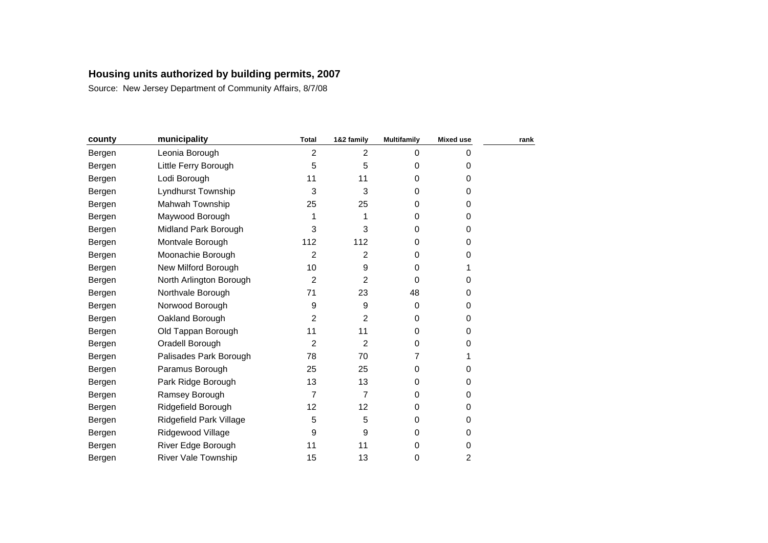## Housing units authorized by building permits, 2007

Source: New Jersey Department of Community Affairs, 8/7/08

| county | municipality | Total | 1&2 family | Multifamily | Mixed use | rank |
|---|---|---|---|---|---|---|
| Bergen | Leonia Borough | 2 | 2 | 0 | 0 | |
| Bergen | Little Ferry Borough | 5 | 5 | 0 | 0 | |
| Bergen | Lodi Borough | 11 | 11 | 0 | 0 | |
| Bergen | Lyndhurst Township | 3 | 3 | 0 | 0 | |
| Bergen | Mahwah Township | 25 | 25 | 0 | 0 | |
| Bergen | Maywood Borough | 1 | 1 | 0 | 0 | |
| Bergen | Midland Park Borough | 3 | 3 | 0 | 0 | |
| Bergen | Montvale Borough | 112 | 112 | 0 | 0 | |
| Bergen | Moonachie Borough | 2 | 2 | 0 | 0 | |
| Bergen | New Milford Borough | 10 | 9 | 0 | 1 | |
| Bergen | North Arlington Borough | 2 | 2 | 0 | 0 | |
| Bergen | Northvale Borough | 71 | 23 | 48 | 0 | |
| Bergen | Norwood Borough | 9 | 9 | 0 | 0 | |
| Bergen | Oakland Borough | 2 | 2 | 0 | 0 | |
| Bergen | Old Tappan Borough | 11 | 11 | 0 | 0 | |
| Bergen | Oradell Borough | 2 | 2 | 0 | 0 | |
| Bergen | Palisades Park Borough | 78 | 70 | 7 | 1 | |
| Bergen | Paramus Borough | 25 | 25 | 0 | 0 | |
| Bergen | Park Ridge Borough | 13 | 13 | 0 | 0 | |
| Bergen | Ramsey Borough | 7 | 7 | 0 | 0 | |
| Bergen | Ridgefield Borough | 12 | 12 | 0 | 0 | |
| Bergen | Ridgefield Park Village | 5 | 5 | 0 | 0 | |
| Bergen | Ridgewood Village | 9 | 9 | 0 | 0 | |
| Bergen | River Edge Borough | 11 | 11 | 0 | 0 | |
| Bergen | River Vale Township | 15 | 13 | 0 | 2 | |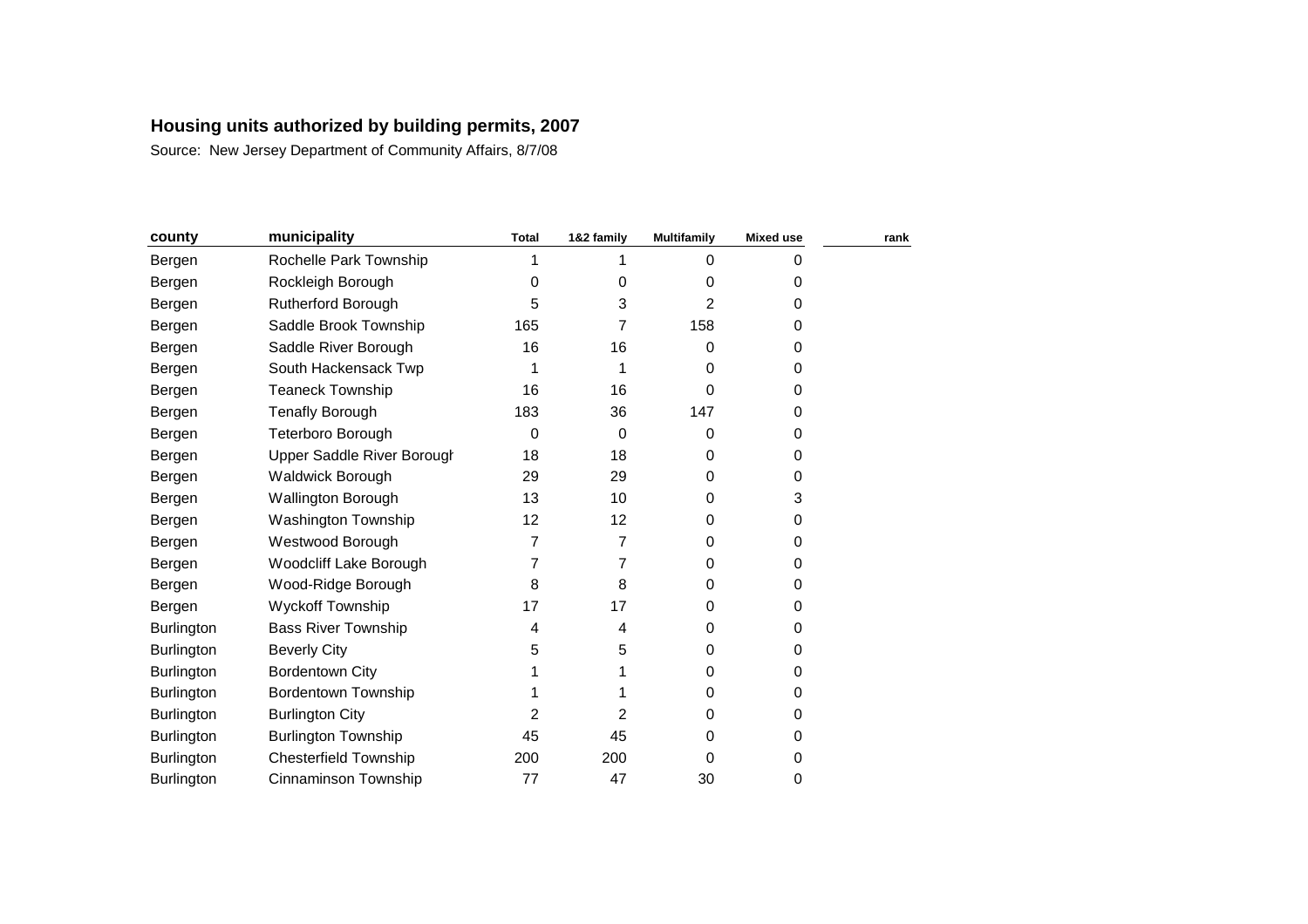## Housing units authorized by building permits, 2007

Source: New Jersey Department of Community Affairs, 8/7/08

| county | municipality | Total | 1&2 family | Multifamily | Mixed use | rank |
|---|---|---|---|---|---|---|
| Bergen | Rochelle Park Township | 1 | 1 | 0 | 0 | |
| Bergen | Rockleigh Borough | 0 | 0 | 0 | 0 | |
| Bergen | Rutherford Borough | 5 | 3 | 2 | 0 | |
| Bergen | Saddle Brook Township | 165 | 7 | 158 | 0 | |
| Bergen | Saddle River Borough | 16 | 16 | 0 | 0 | |
| Bergen | South Hackensack Twp | 1 | 1 | 0 | 0 | |
| Bergen | Teaneck Township | 16 | 16 | 0 | 0 | |
| Bergen | Tenafly Borough | 183 | 36 | 147 | 0 | |
| Bergen | Teterboro Borough | 0 | 0 | 0 | 0 | |
| Bergen | Upper Saddle River Borough | 18 | 18 | 0 | 0 | |
| Bergen | Waldwick Borough | 29 | 29 | 0 | 0 | |
| Bergen | Wallington Borough | 13 | 10 | 0 | 3 | |
| Bergen | Washington Township | 12 | 12 | 0 | 0 | |
| Bergen | Westwood Borough | 7 | 7 | 0 | 0 | |
| Bergen | Woodcliff Lake Borough | 7 | 7 | 0 | 0 | |
| Bergen | Wood-Ridge Borough | 8 | 8 | 0 | 0 | |
| Bergen | Wyckoff Township | 17 | 17 | 0 | 0 | |
| Burlington | Bass River Township | 4 | 4 | 0 | 0 | |
| Burlington | Beverly City | 5 | 5 | 0 | 0 | |
| Burlington | Bordentown City | 1 | 1 | 0 | 0 | |
| Burlington | Bordentown Township | 1 | 1 | 0 | 0 | |
| Burlington | Burlington City | 2 | 2 | 0 | 0 | |
| Burlington | Burlington Township | 45 | 45 | 0 | 0 | |
| Burlington | Chesterfield Township | 200 | 200 | 0 | 0 | |
| Burlington | Cinnaminson Township | 77 | 47 | 30 | 0 | |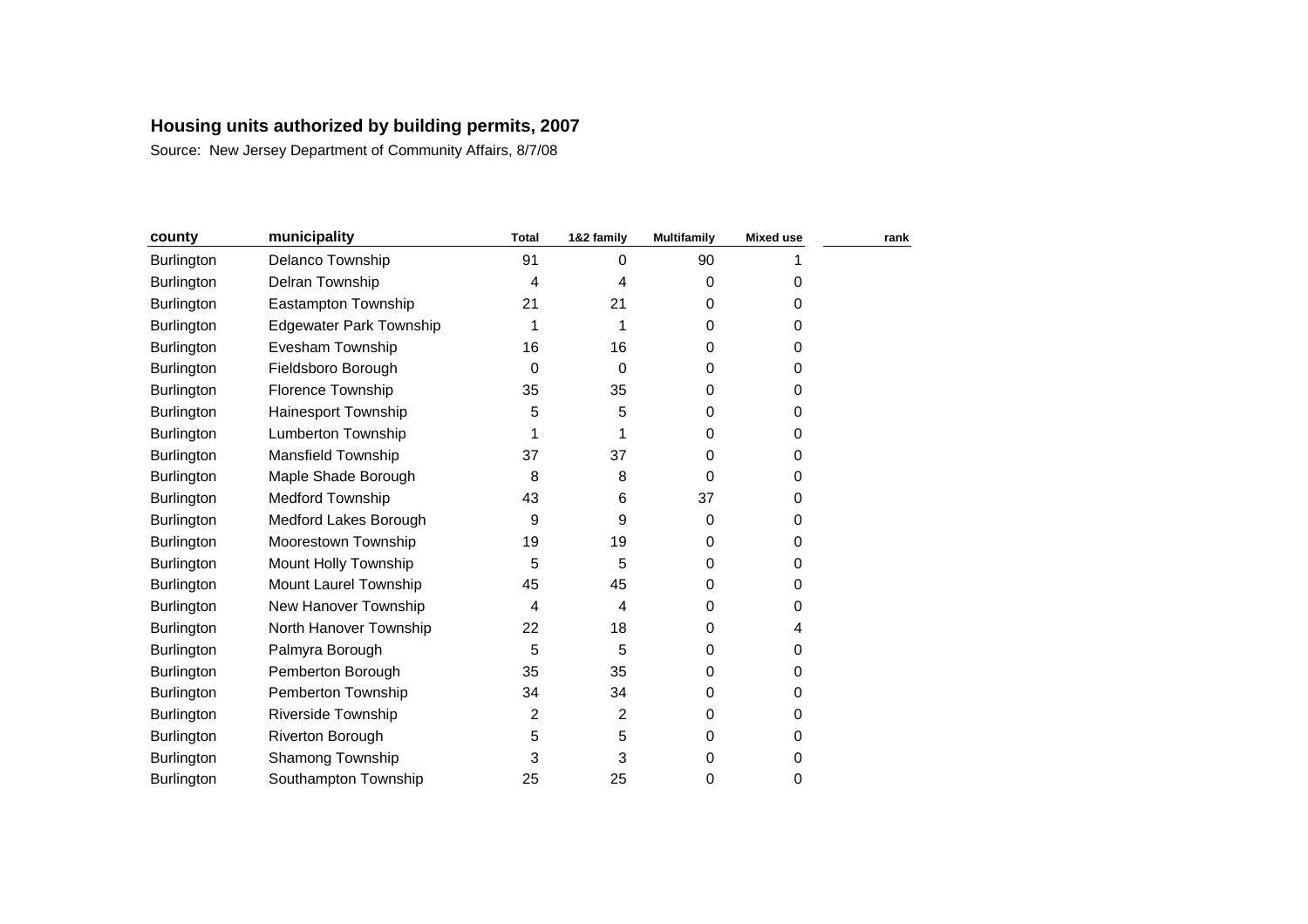**Housing units authorized by building permits, 2007**

Source: New Jersey Department of Community Affairs, 8/7/08

| county | municipality | Total | 1&2 family | Multifamily | Mixed use | rank |
|---|---|---|---|---|---|---|
| Burlington | Delanco Township | 91 | 0 | 90 | 1 | |
| Burlington | Delran Township | 4 | 4 | 0 | 0 | |
| Burlington | Eastampton Township | 21 | 21 | 0 | 0 | |
| Burlington | Edgewater Park Township | 1 | 1 | 0 | 0 | |
| Burlington | Evesham Township | 16 | 16 | 0 | 0 | |
| Burlington | Fieldsboro Borough | 0 | 0 | 0 | 0 | |
| Burlington | Florence Township | 35 | 35 | 0 | 0 | |
| Burlington | Hainesport Township | 5 | 5 | 0 | 0 | |
| Burlington | Lumberton Township | 1 | 1 | 0 | 0 | |
| Burlington | Mansfield Township | 37 | 37 | 0 | 0 | |
| Burlington | Maple Shade Borough | 8 | 8 | 0 | 0 | |
| Burlington | Medford Township | 43 | 6 | 37 | 0 | |
| Burlington | Medford Lakes Borough | 9 | 9 | 0 | 0 | |
| Burlington | Moorestown Township | 19 | 19 | 0 | 0 | |
| Burlington | Mount Holly Township | 5 | 5 | 0 | 0 | |
| Burlington | Mount Laurel Township | 45 | 45 | 0 | 0 | |
| Burlington | New Hanover Township | 4 | 4 | 0 | 0 | |
| Burlington | North Hanover Township | 22 | 18 | 0 | 4 | |
| Burlington | Palmyra Borough | 5 | 5 | 0 | 0 | |
| Burlington | Pemberton Borough | 35 | 35 | 0 | 0 | |
| Burlington | Pemberton Township | 34 | 34 | 0 | 0 | |
| Burlington | Riverside Township | 2 | 2 | 0 | 0 | |
| Burlington | Riverton Borough | 5 | 5 | 0 | 0 | |
| Burlington | Shamong Township | 3 | 3 | 0 | 0 | |
| Burlington | Southampton Township | 25 | 25 | 0 | 0 | |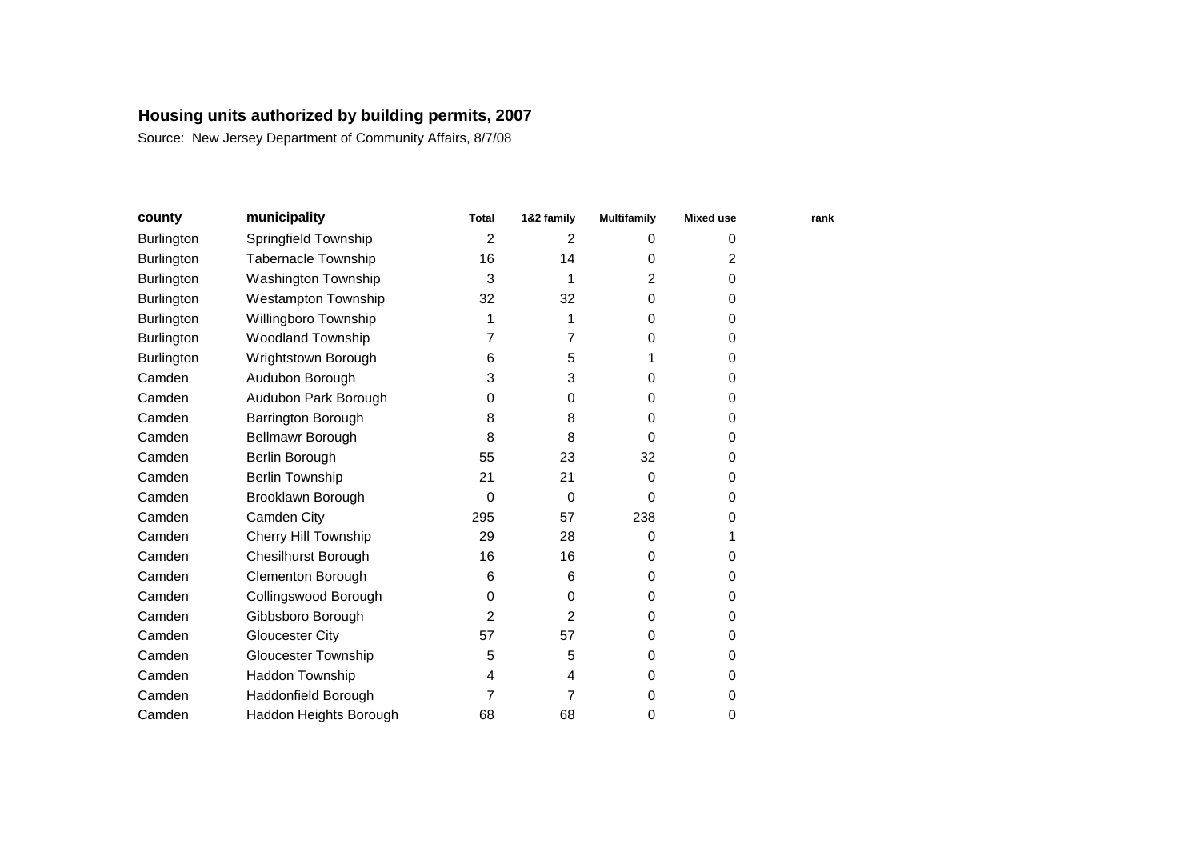**Housing units authorized by building permits, 2007**

Source: New Jersey Department of Community Affairs, 8/7/08

| county | municipality | Total | 1&2 family | Multifamily | Mixed use | rank |
|---|---|---|---|---|---|---|
| Burlington | Springfield Township | 2 | 2 | 0 | 0 | |
| Burlington | Tabernacle Township | 16 | 14 | 0 | 2 | |
| Burlington | Washington Township | 3 | 1 | 2 | 0 | |
| Burlington | Westampton Township | 32 | 32 | 0 | 0 | |
| Burlington | Willingboro Township | 1 | 1 | 0 | 0 | |
| Burlington | Woodland Township | 7 | 7 | 0 | 0 | |
| Burlington | Wrightstown Borough | 6 | 5 | 1 | 0 | |
| Camden | Audubon Borough | 3 | 3 | 0 | 0 | |
| Camden | Audubon Park Borough | 0 | 0 | 0 | 0 | |
| Camden | Barrington Borough | 8 | 8 | 0 | 0 | |
| Camden | Bellmawr Borough | 8 | 8 | 0 | 0 | |
| Camden | Berlin Borough | 55 | 23 | 32 | 0 | |
| Camden | Berlin Township | 21 | 21 | 0 | 0 | |
| Camden | Brooklawn Borough | 0 | 0 | 0 | 0 | |
| Camden | Camden City | 295 | 57 | 238 | 0 | |
| Camden | Cherry Hill Township | 29 | 28 | 0 | 1 | |
| Camden | Chesilhurst Borough | 16 | 16 | 0 | 0 | |
| Camden | Clementon Borough | 6 | 6 | 0 | 0 | |
| Camden | Collingswood Borough | 0 | 0 | 0 | 0 | |
| Camden | Gibbsboro Borough | 2 | 2 | 0 | 0 | |
| Camden | Gloucester City | 57 | 57 | 0 | 0 | |
| Camden | Gloucester Township | 5 | 5 | 0 | 0 | |
| Camden | Haddon Township | 4 | 4 | 0 | 0 | |
| Camden | Haddonfield Borough | 7 | 7 | 0 | 0 | |
| Camden | Haddon Heights Borough | 68 | 68 | 0 | 0 | |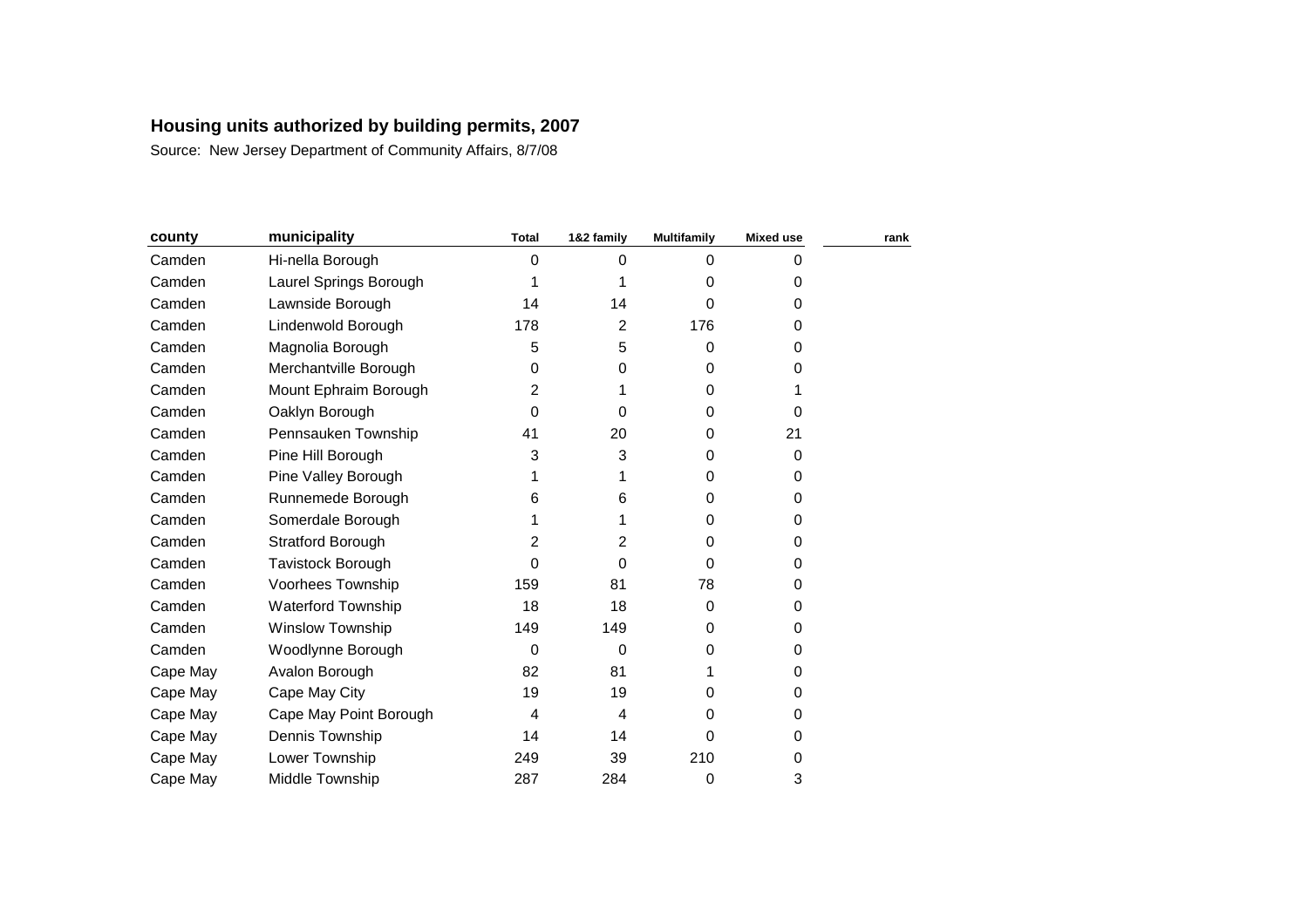**Housing units authorized by building permits, 2007**

Source: New Jersey Department of Community Affairs, 8/7/08

| county | municipality | Total | 1&2 family | Multifamily | Mixed use | rank |
|---|---|---|---|---|---|---|
| Camden | Hi-nella Borough | 0 | 0 | 0 | 0 | |
| Camden | Laurel Springs Borough | 1 | 1 | 0 | 0 | |
| Camden | Lawnside Borough | 14 | 14 | 0 | 0 | |
| Camden | Lindenwold Borough | 178 | 2 | 176 | 0 | |
| Camden | Magnolia Borough | 5 | 5 | 0 | 0 | |
| Camden | Merchantville Borough | 0 | 0 | 0 | 0 | |
| Camden | Mount Ephraim Borough | 2 | 1 | 0 | 1 | |
| Camden | Oaklyn Borough | 0 | 0 | 0 | 0 | |
| Camden | Pennsauken Township | 41 | 20 | 0 | 21 | |
| Camden | Pine Hill Borough | 3 | 3 | 0 | 0 | |
| Camden | Pine Valley Borough | 1 | 1 | 0 | 0 | |
| Camden | Runnemede Borough | 6 | 6 | 0 | 0 | |
| Camden | Somerdale Borough | 1 | 1 | 0 | 0 | |
| Camden | Stratford Borough | 2 | 2 | 0 | 0 | |
| Camden | Tavistock Borough | 0 | 0 | 0 | 0 | |
| Camden | Voorhees Township | 159 | 81 | 78 | 0 | |
| Camden | Waterford Township | 18 | 18 | 0 | 0 | |
| Camden | Winslow Township | 149 | 149 | 0 | 0 | |
| Camden | Woodlynne Borough | 0 | 0 | 0 | 0 | |
| Cape May | Avalon Borough | 82 | 81 | 1 | 0 | |
| Cape May | Cape May City | 19 | 19 | 0 | 0 | |
| Cape May | Cape May Point Borough | 4 | 4 | 0 | 0 | |
| Cape May | Dennis Township | 14 | 14 | 0 | 0 | |
| Cape May | Lower Township | 249 | 39 | 210 | 0 | |
| Cape May | Middle Township | 287 | 284 | 0 | 3 | |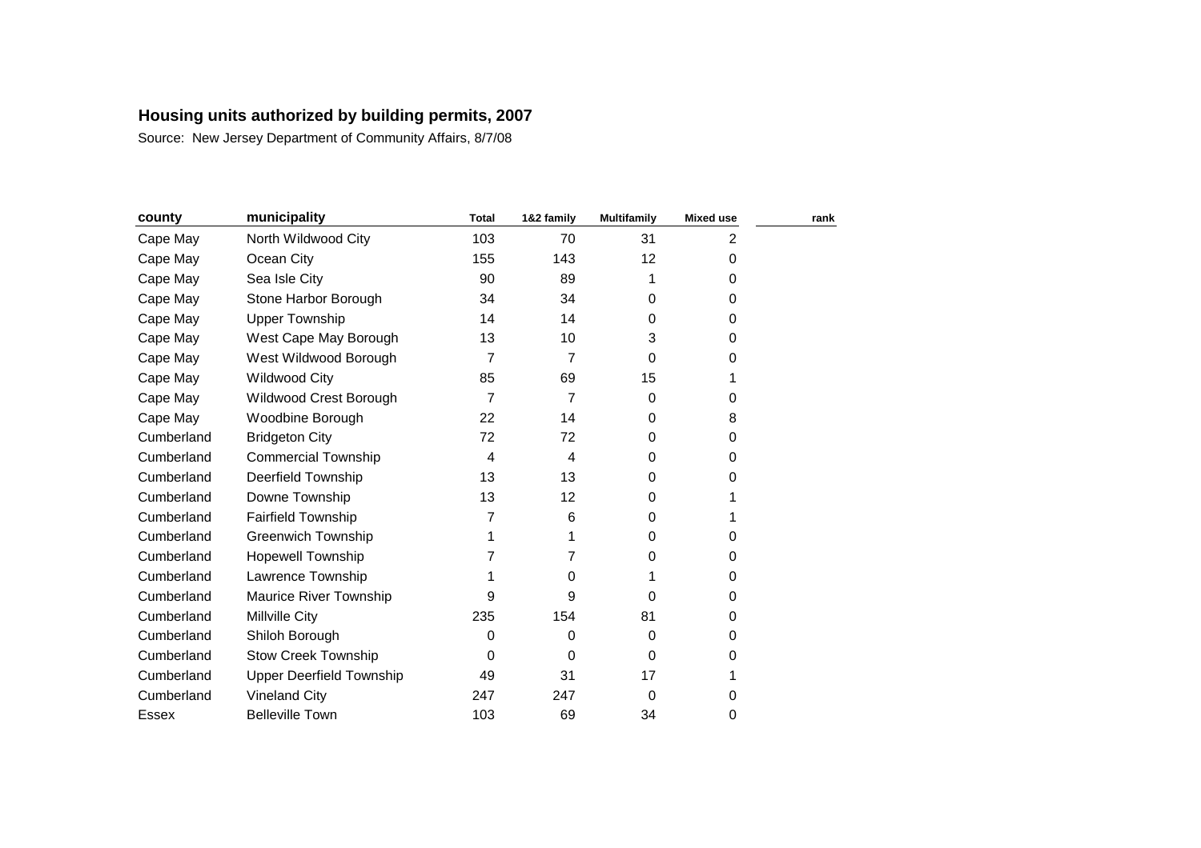**Housing units authorized by building permits, 2007**

Source: New Jersey Department of Community Affairs, 8/7/08

| county | municipality | Total | 1&2 family | Multifamily | Mixed use | rank |
|---|---|---|---|---|---|---|
| Cape May | North Wildwood City | 103 | 70 | 31 | 2 | |
| Cape May | Ocean City | 155 | 143 | 12 | 0 | |
| Cape May | Sea Isle City | 90 | 89 | 1 | 0 | |
| Cape May | Stone Harbor Borough | 34 | 34 | 0 | 0 | |
| Cape May | Upper Township | 14 | 14 | 0 | 0 | |
| Cape May | West Cape May Borough | 13 | 10 | 3 | 0 | |
| Cape May | West Wildwood Borough | 7 | 7 | 0 | 0 | |
| Cape May | Wildwood City | 85 | 69 | 15 | 1 | |
| Cape May | Wildwood Crest Borough | 7 | 7 | 0 | 0 | |
| Cape May | Woodbine Borough | 22 | 14 | 0 | 8 | |
| Cumberland | Bridgeton City | 72 | 72 | 0 | 0 | |
| Cumberland | Commercial Township | 4 | 4 | 0 | 0 | |
| Cumberland | Deerfield Township | 13 | 13 | 0 | 0 | |
| Cumberland | Downe Township | 13 | 12 | 0 | 1 | |
| Cumberland | Fairfield Township | 7 | 6 | 0 | 1 | |
| Cumberland | Greenwich Township | 1 | 1 | 0 | 0 | |
| Cumberland | Hopewell Township | 7 | 7 | 0 | 0 | |
| Cumberland | Lawrence Township | 1 | 0 | 1 | 0 | |
| Cumberland | Maurice River Township | 9 | 9 | 0 | 0 | |
| Cumberland | Millville City | 235 | 154 | 81 | 0 | |
| Cumberland | Shiloh Borough | 0 | 0 | 0 | 0 | |
| Cumberland | Stow Creek Township | 0 | 0 | 0 | 0 | |
| Cumberland | Upper Deerfield Township | 49 | 31 | 17 | 1 | |
| Cumberland | Vineland City | 247 | 247 | 0 | 0 | |
| Essex | Belleville Town | 103 | 69 | 34 | 0 | |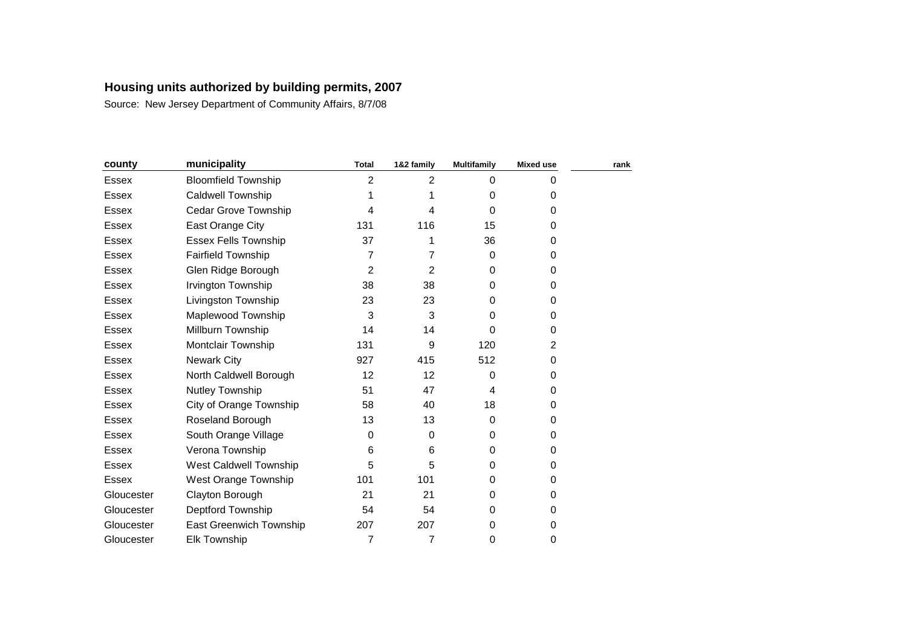**Housing units authorized by building permits, 2007**

Source: New Jersey Department of Community Affairs, 8/7/08

| county | municipality | Total | 1&2 family | Multifamily | Mixed use | rank |
|---|---|---|---|---|---|---|
| Essex | Bloomfield Township | 2 | 2 | 0 | 0 | |
| Essex | Caldwell Township | 1 | 1 | 0 | 0 | |
| Essex | Cedar Grove Township | 4 | 4 | 0 | 0 | |
| Essex | East Orange City | 131 | 116 | 15 | 0 | |
| Essex | Essex Fells Township | 37 | 1 | 36 | 0 | |
| Essex | Fairfield Township | 7 | 7 | 0 | 0 | |
| Essex | Glen Ridge Borough | 2 | 2 | 0 | 0 | |
| Essex | Irvington Township | 38 | 38 | 0 | 0 | |
| Essex | Livingston Township | 23 | 23 | 0 | 0 | |
| Essex | Maplewood Township | 3 | 3 | 0 | 0 | |
| Essex | Millburn Township | 14 | 14 | 0 | 0 | |
| Essex | Montclair Township | 131 | 9 | 120 | 2 | |
| Essex | Newark City | 927 | 415 | 512 | 0 | |
| Essex | North Caldwell Borough | 12 | 12 | 0 | 0 | |
| Essex | Nutley Township | 51 | 47 | 4 | 0 | |
| Essex | City of Orange Township | 58 | 40 | 18 | 0 | |
| Essex | Roseland Borough | 13 | 13 | 0 | 0 | |
| Essex | South Orange Village | 0 | 0 | 0 | 0 | |
| Essex | Verona Township | 6 | 6 | 0 | 0 | |
| Essex | West Caldwell Township | 5 | 5 | 0 | 0 | |
| Essex | West Orange Township | 101 | 101 | 0 | 0 | |
| Gloucester | Clayton Borough | 21 | 21 | 0 | 0 | |
| Gloucester | Deptford Township | 54 | 54 | 0 | 0 | |
| Gloucester | East Greenwich Township | 207 | 207 | 0 | 0 | |
| Gloucester | Elk Township | 7 | 7 | 0 | 0 | |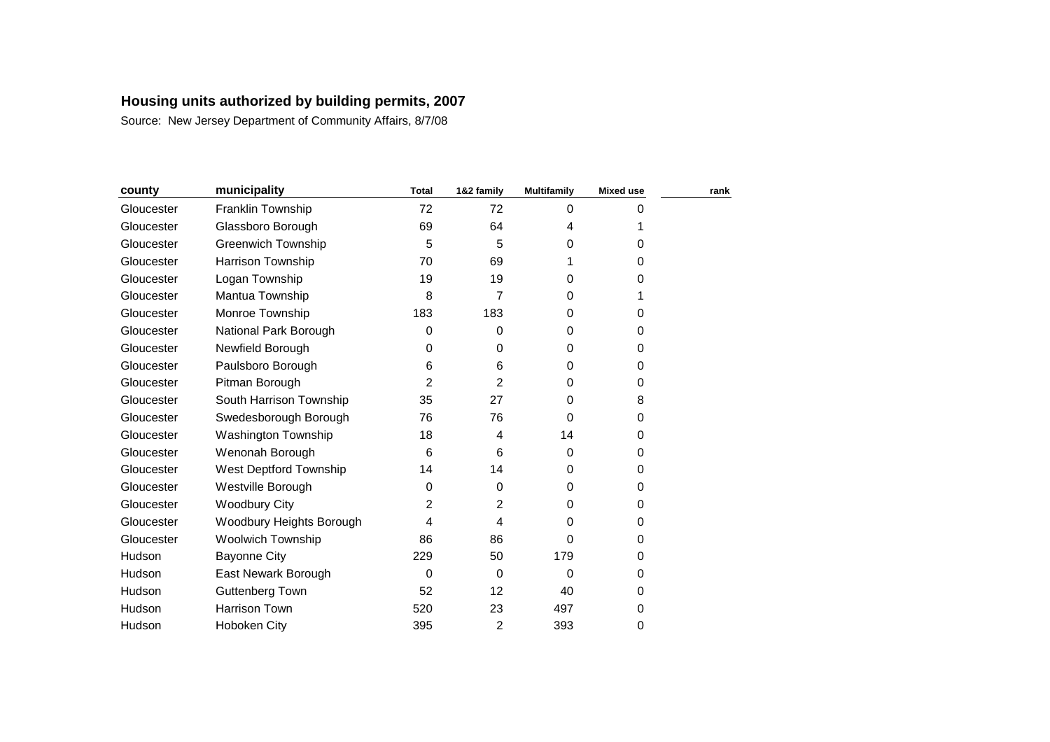**Housing units authorized by building permits, 2007**

Source: New Jersey Department of Community Affairs, 8/7/08

| county | municipality | Total | 1&2 family | Multifamily | Mixed use | rank |
|---|---|---|---|---|---|---|
| Gloucester | Franklin Township | 72 | 72 | 0 | 0 | |
| Gloucester | Glassboro Borough | 69 | 64 | 4 | 1 | |
| Gloucester | Greenwich Township | 5 | 5 | 0 | 0 | |
| Gloucester | Harrison Township | 70 | 69 | 1 | 0 | |
| Gloucester | Logan Township | 19 | 19 | 0 | 0 | |
| Gloucester | Mantua Township | 8 | 7 | 0 | 1 | |
| Gloucester | Monroe Township | 183 | 183 | 0 | 0 | |
| Gloucester | National Park Borough | 0 | 0 | 0 | 0 | |
| Gloucester | Newfield Borough | 0 | 0 | 0 | 0 | |
| Gloucester | Paulsboro Borough | 6 | 6 | 0 | 0 | |
| Gloucester | Pitman Borough | 2 | 2 | 0 | 0 | |
| Gloucester | South Harrison Township | 35 | 27 | 0 | 8 | |
| Gloucester | Swedesborough Borough | 76 | 76 | 0 | 0 | |
| Gloucester | Washington Township | 18 | 4 | 14 | 0 | |
| Gloucester | Wenonah Borough | 6 | 6 | 0 | 0 | |
| Gloucester | West Deptford Township | 14 | 14 | 0 | 0 | |
| Gloucester | Westville Borough | 0 | 0 | 0 | 0 | |
| Gloucester | Woodbury City | 2 | 2 | 0 | 0 | |
| Gloucester | Woodbury Heights Borough | 4 | 4 | 0 | 0 | |
| Gloucester | Woolwich Township | 86 | 86 | 0 | 0 | |
| Hudson | Bayonne City | 229 | 50 | 179 | 0 | |
| Hudson | East Newark Borough | 0 | 0 | 0 | 0 | |
| Hudson | Guttenberg Town | 52 | 12 | 40 | 0 | |
| Hudson | Harrison Town | 520 | 23 | 497 | 0 | |
| Hudson | Hoboken City | 395 | 2 | 393 | 0 | |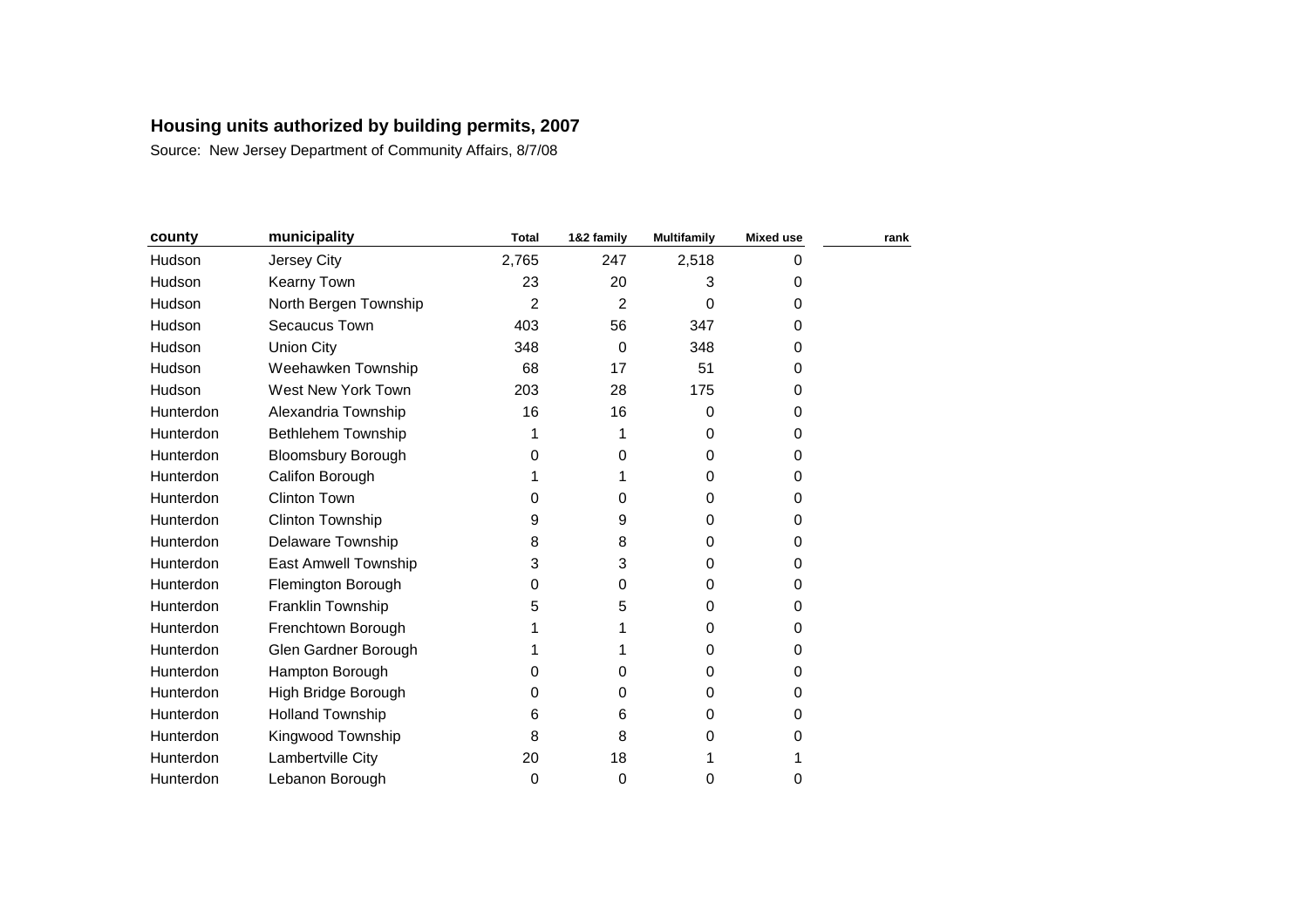## Housing units authorized by building permits, 2007

Source: New Jersey Department of Community Affairs, 8/7/08

| county | municipality | Total | 1&2 family | Multifamily | Mixed use | rank |
|---|---|---|---|---|---|---|
| Hudson | Jersey City | 2,765 | 247 | 2,518 | 0 | |
| Hudson | Kearny Town | 23 | 20 | 3 | 0 | |
| Hudson | North Bergen Township | 2 | 2 | 0 | 0 | |
| Hudson | Secaucus Town | 403 | 56 | 347 | 0 | |
| Hudson | Union City | 348 | 0 | 348 | 0 | |
| Hudson | Weehawken Township | 68 | 17 | 51 | 0 | |
| Hudson | West New York Town | 203 | 28 | 175 | 0 | |
| Hunterdon | Alexandria Township | 16 | 16 | 0 | 0 | |
| Hunterdon | Bethlehem Township | 1 | 1 | 0 | 0 | |
| Hunterdon | Bloomsbury Borough | 0 | 0 | 0 | 0 | |
| Hunterdon | Califon Borough | 1 | 1 | 0 | 0 | |
| Hunterdon | Clinton Town | 0 | 0 | 0 | 0 | |
| Hunterdon | Clinton Township | 9 | 9 | 0 | 0 | |
| Hunterdon | Delaware Township | 8 | 8 | 0 | 0 | |
| Hunterdon | East Amwell Township | 3 | 3 | 0 | 0 | |
| Hunterdon | Flemington Borough | 0 | 0 | 0 | 0 | |
| Hunterdon | Franklin Township | 5 | 5 | 0 | 0 | |
| Hunterdon | Frenchtown Borough | 1 | 1 | 0 | 0 | |
| Hunterdon | Glen Gardner Borough | 1 | 1 | 0 | 0 | |
| Hunterdon | Hampton Borough | 0 | 0 | 0 | 0 | |
| Hunterdon | High Bridge Borough | 0 | 0 | 0 | 0 | |
| Hunterdon | Holland Township | 6 | 6 | 0 | 0 | |
| Hunterdon | Kingwood Township | 8 | 8 | 0 | 0 | |
| Hunterdon | Lambertville City | 20 | 18 | 1 | 1 | |
| Hunterdon | Lebanon Borough | 0 | 0 | 0 | 0 | |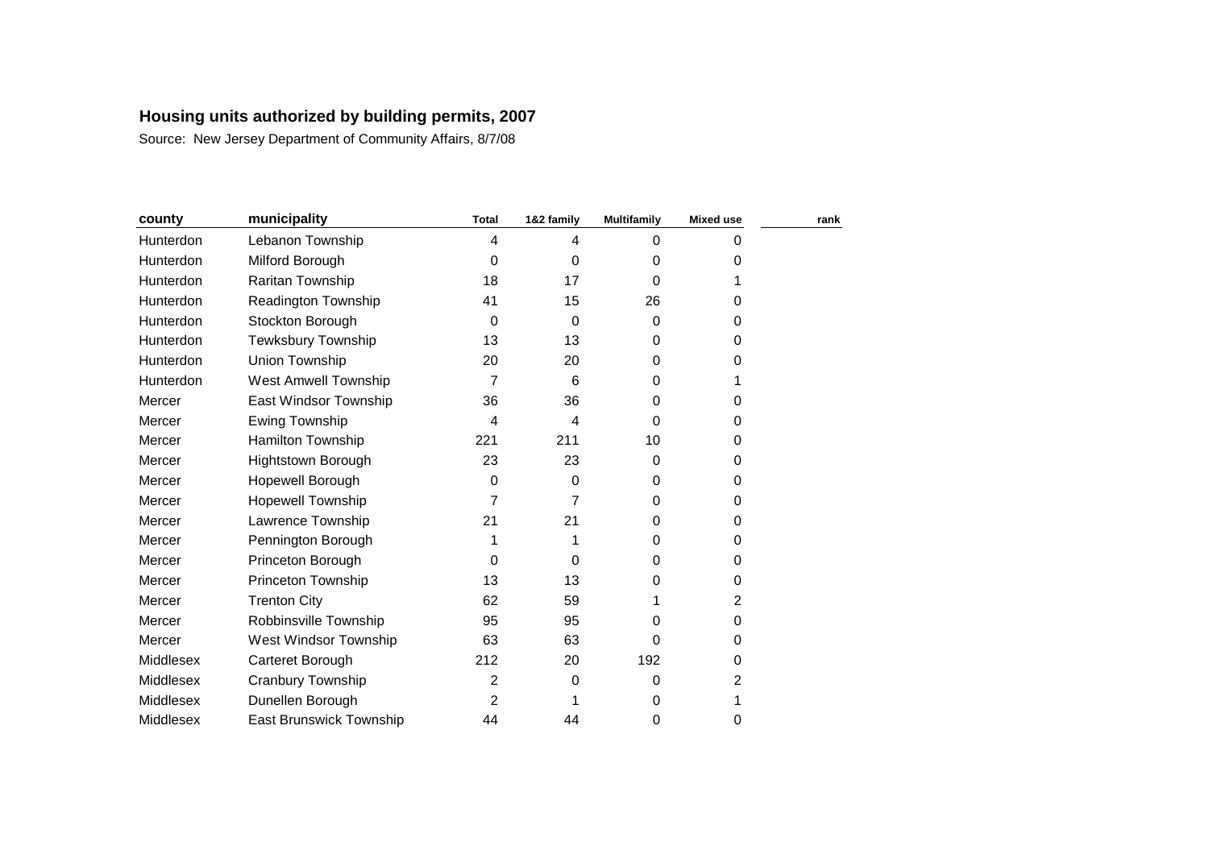**Housing units authorized by building permits, 2007**

Source: New Jersey Department of Community Affairs, 8/7/08

| county | municipality | Total | 1&2 family | Multifamily | Mixed use | rank |
|---|---|---|---|---|---|---|
| Hunterdon | Lebanon Township | 4 | 4 | 0 | 0 | |
| Hunterdon | Milford Borough | 0 | 0 | 0 | 0 | |
| Hunterdon | Raritan Township | 18 | 17 | 0 | 1 | |
| Hunterdon | Readington Township | 41 | 15 | 26 | 0 | |
| Hunterdon | Stockton Borough | 0 | 0 | 0 | 0 | |
| Hunterdon | Tewksbury Township | 13 | 13 | 0 | 0 | |
| Hunterdon | Union Township | 20 | 20 | 0 | 0 | |
| Hunterdon | West Amwell Township | 7 | 6 | 0 | 1 | |
| Mercer | East Windsor Township | 36 | 36 | 0 | 0 | |
| Mercer | Ewing Township | 4 | 4 | 0 | 0 | |
| Mercer | Hamilton Township | 221 | 211 | 10 | 0 | |
| Mercer | Hightstown Borough | 23 | 23 | 0 | 0 | |
| Mercer | Hopewell Borough | 0 | 0 | 0 | 0 | |
| Mercer | Hopewell Township | 7 | 7 | 0 | 0 | |
| Mercer | Lawrence Township | 21 | 21 | 0 | 0 | |
| Mercer | Pennington Borough | 1 | 1 | 0 | 0 | |
| Mercer | Princeton Borough | 0 | 0 | 0 | 0 | |
| Mercer | Princeton Township | 13 | 13 | 0 | 0 | |
| Mercer | Trenton City | 62 | 59 | 1 | 2 | |
| Mercer | Robbinsville Township | 95 | 95 | 0 | 0 | |
| Mercer | West Windsor Township | 63 | 63 | 0 | 0 | |
| Middlesex | Carteret Borough | 212 | 20 | 192 | 0 | |
| Middlesex | Cranbury Township | 2 | 0 | 0 | 2 | |
| Middlesex | Dunellen Borough | 2 | 1 | 0 | 1 | |
| Middlesex | East Brunswick Township | 44 | 44 | 0 | 0 | |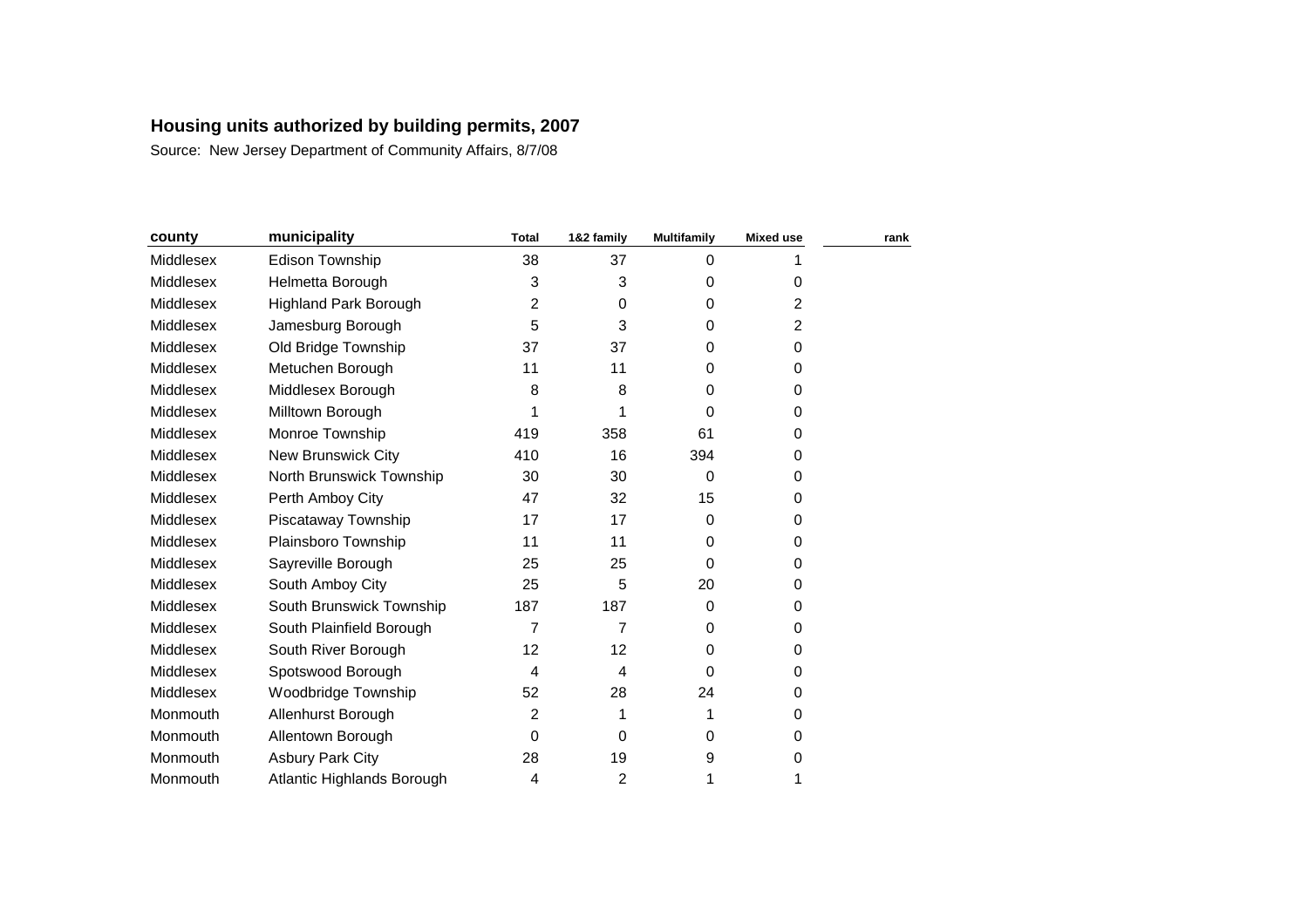## Housing units authorized by building permits, 2007

Source: New Jersey Department of Community Affairs, 8/7/08

| county | municipality | Total | 1&2 family | Multifamily | Mixed use | rank |
|---|---|---|---|---|---|---|
| Middlesex | Edison Township | 38 | 37 | 0 | 1 | |
| Middlesex | Helmetta Borough | 3 | 3 | 0 | 0 | |
| Middlesex | Highland Park Borough | 2 | 0 | 0 | 2 | |
| Middlesex | Jamesburg Borough | 5 | 3 | 0 | 2 | |
| Middlesex | Old Bridge Township | 37 | 37 | 0 | 0 | |
| Middlesex | Metuchen Borough | 11 | 11 | 0 | 0 | |
| Middlesex | Middlesex Borough | 8 | 8 | 0 | 0 | |
| Middlesex | Milltown Borough | 1 | 1 | 0 | 0 | |
| Middlesex | Monroe Township | 419 | 358 | 61 | 0 | |
| Middlesex | New Brunswick City | 410 | 16 | 394 | 0 | |
| Middlesex | North Brunswick Township | 30 | 30 | 0 | 0 | |
| Middlesex | Perth Amboy City | 47 | 32 | 15 | 0 | |
| Middlesex | Piscataway Township | 17 | 17 | 0 | 0 | |
| Middlesex | Plainsboro Township | 11 | 11 | 0 | 0 | |
| Middlesex | Sayreville Borough | 25 | 25 | 0 | 0 | |
| Middlesex | South Amboy City | 25 | 5 | 20 | 0 | |
| Middlesex | South Brunswick Township | 187 | 187 | 0 | 0 | |
| Middlesex | South Plainfield Borough | 7 | 7 | 0 | 0 | |
| Middlesex | South River Borough | 12 | 12 | 0 | 0 | |
| Middlesex | Spotswood Borough | 4 | 4 | 0 | 0 | |
| Middlesex | Woodbridge Township | 52 | 28 | 24 | 0 | |
| Monmouth | Allenhurst Borough | 2 | 1 | 1 | 0 | |
| Monmouth | Allentown Borough | 0 | 0 | 0 | 0 | |
| Monmouth | Asbury Park City | 28 | 19 | 9 | 0 | |
| Monmouth | Atlantic Highlands Borough | 4 | 2 | 1 | 1 | |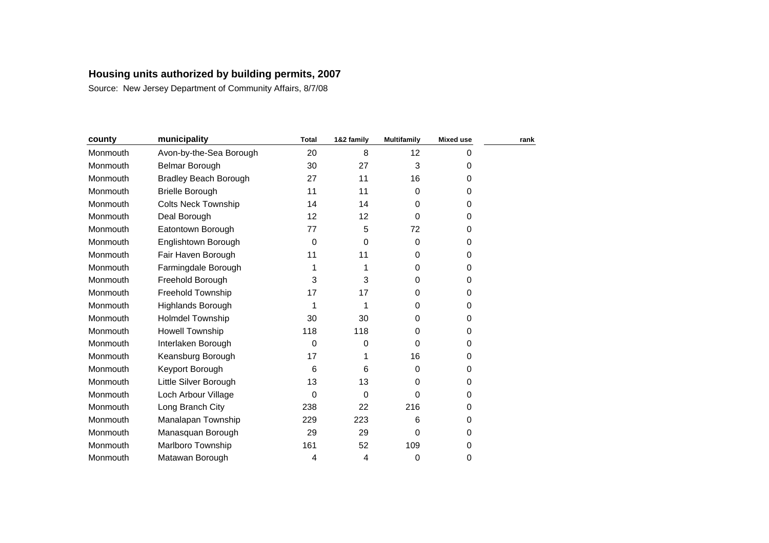**Housing units authorized by building permits, 2007**

Source: New Jersey Department of Community Affairs, 8/7/08

| county | municipality | Total | 1&2 family | Multifamily | Mixed use | rank |
|---|---|---|---|---|---|---|
| Monmouth | Avon-by-the-Sea Borough | 20 | 8 | 12 | 0 | |
| Monmouth | Belmar Borough | 30 | 27 | 3 | 0 | |
| Monmouth | Bradley Beach Borough | 27 | 11 | 16 | 0 | |
| Monmouth | Brielle Borough | 11 | 11 | 0 | 0 | |
| Monmouth | Colts Neck Township | 14 | 14 | 0 | 0 | |
| Monmouth | Deal Borough | 12 | 12 | 0 | 0 | |
| Monmouth | Eatontown Borough | 77 | 5 | 72 | 0 | |
| Monmouth | Englishtown Borough | 0 | 0 | 0 | 0 | |
| Monmouth | Fair Haven Borough | 11 | 11 | 0 | 0 | |
| Monmouth | Farmingdale Borough | 1 | 1 | 0 | 0 | |
| Monmouth | Freehold Borough | 3 | 3 | 0 | 0 | |
| Monmouth | Freehold Township | 17 | 17 | 0 | 0 | |
| Monmouth | Highlands Borough | 1 | 1 | 0 | 0 | |
| Monmouth | Holmdel Township | 30 | 30 | 0 | 0 | |
| Monmouth | Howell Township | 118 | 118 | 0 | 0 | |
| Monmouth | Interlaken Borough | 0 | 0 | 0 | 0 | |
| Monmouth | Keansburg Borough | 17 | 1 | 16 | 0 | |
| Monmouth | Keyport Borough | 6 | 6 | 0 | 0 | |
| Monmouth | Little Silver Borough | 13 | 13 | 0 | 0 | |
| Monmouth | Loch Arbour Village | 0 | 0 | 0 | 0 | |
| Monmouth | Long Branch City | 238 | 22 | 216 | 0 | |
| Monmouth | Manalapan Township | 229 | 223 | 6 | 0 | |
| Monmouth | Manasquan Borough | 29 | 29 | 0 | 0 | |
| Monmouth | Marlboro Township | 161 | 52 | 109 | 0 | |
| Monmouth | Matawan Borough | 4 | 4 | 0 | 0 | |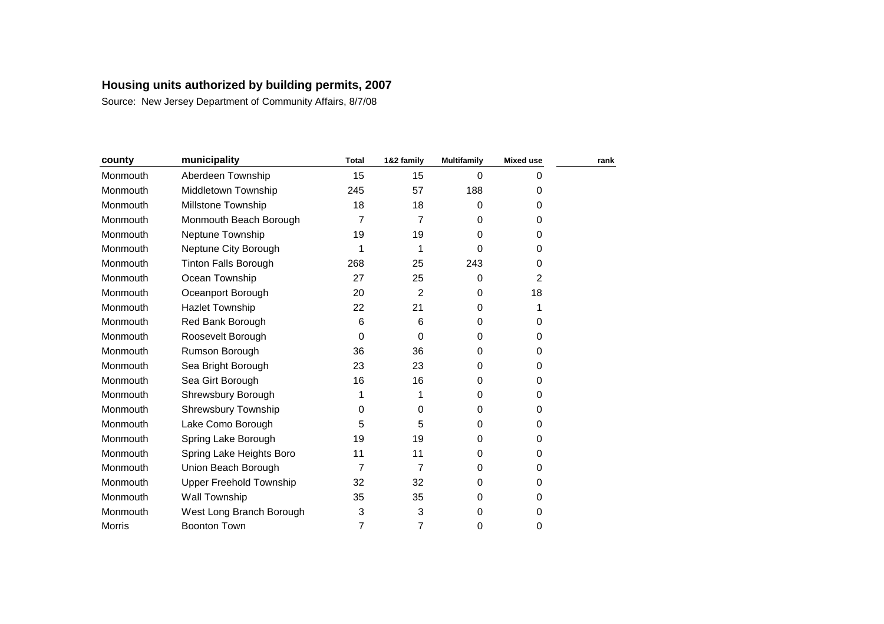**Housing units authorized by building permits, 2007**

Source: New Jersey Department of Community Affairs, 8/7/08

| county | municipality | Total | 1&2 family | Multifamily | Mixed use | rank |
|---|---|---|---|---|---|---|
| Monmouth | Aberdeen Township | 15 | 15 | 0 | 0 | |
| Monmouth | Middletown Township | 245 | 57 | 188 | 0 | |
| Monmouth | Millstone Township | 18 | 18 | 0 | 0 | |
| Monmouth | Monmouth Beach Borough | 7 | 7 | 0 | 0 | |
| Monmouth | Neptune Township | 19 | 19 | 0 | 0 | |
| Monmouth | Neptune City Borough | 1 | 1 | 0 | 0 | |
| Monmouth | Tinton Falls Borough | 268 | 25 | 243 | 0 | |
| Monmouth | Ocean Township | 27 | 25 | 0 | 2 | |
| Monmouth | Oceanport Borough | 20 | 2 | 0 | 18 | |
| Monmouth | Hazlet Township | 22 | 21 | 0 | 1 | |
| Monmouth | Red Bank Borough | 6 | 6 | 0 | 0 | |
| Monmouth | Roosevelt Borough | 0 | 0 | 0 | 0 | |
| Monmouth | Rumson Borough | 36 | 36 | 0 | 0 | |
| Monmouth | Sea Bright Borough | 23 | 23 | 0 | 0 | |
| Monmouth | Sea Girt Borough | 16 | 16 | 0 | 0 | |
| Monmouth | Shrewsbury Borough | 1 | 1 | 0 | 0 | |
| Monmouth | Shrewsbury Township | 0 | 0 | 0 | 0 | |
| Monmouth | Lake Como Borough | 5 | 5 | 0 | 0 | |
| Monmouth | Spring Lake Borough | 19 | 19 | 0 | 0 | |
| Monmouth | Spring Lake Heights Boro | 11 | 11 | 0 | 0 | |
| Monmouth | Union Beach Borough | 7 | 7 | 0 | 0 | |
| Monmouth | Upper Freehold Township | 32 | 32 | 0 | 0 | |
| Monmouth | Wall Township | 35 | 35 | 0 | 0 | |
| Monmouth | West Long Branch Borough | 3 | 3 | 0 | 0 | |
| Morris | Boonton Town | 7 | 7 | 0 | 0 | |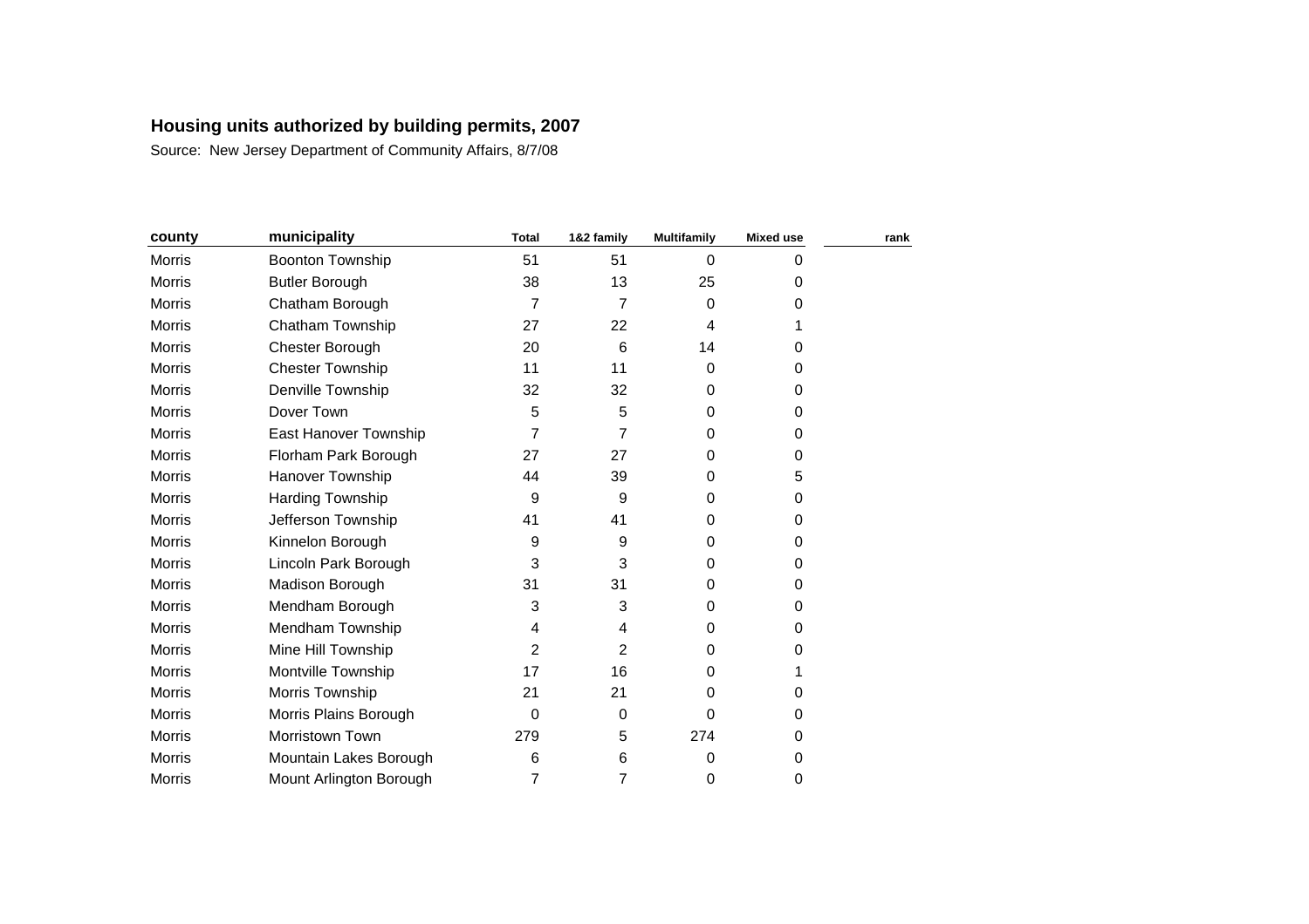## Housing units authorized by building permits, 2007

Source: New Jersey Department of Community Affairs, 8/7/08

| county | municipality | Total | 1&2 family | Multifamily | Mixed use | rank |
|---|---|---|---|---|---|---|
| Morris | Boonton Township | 51 | 51 | 0 | 0 | |
| Morris | Butler Borough | 38 | 13 | 25 | 0 | |
| Morris | Chatham Borough | 7 | 7 | 0 | 0 | |
| Morris | Chatham Township | 27 | 22 | 4 | 1 | |
| Morris | Chester Borough | 20 | 6 | 14 | 0 | |
| Morris | Chester Township | 11 | 11 | 0 | 0 | |
| Morris | Denville Township | 32 | 32 | 0 | 0 | |
| Morris | Dover Town | 5 | 5 | 0 | 0 | |
| Morris | East Hanover Township | 7 | 7 | 0 | 0 | |
| Morris | Florham Park Borough | 27 | 27 | 0 | 0 | |
| Morris | Hanover Township | 44 | 39 | 0 | 5 | |
| Morris | Harding Township | 9 | 9 | 0 | 0 | |
| Morris | Jefferson Township | 41 | 41 | 0 | 0 | |
| Morris | Kinnelon Borough | 9 | 9 | 0 | 0 | |
| Morris | Lincoln Park Borough | 3 | 3 | 0 | 0 | |
| Morris | Madison Borough | 31 | 31 | 0 | 0 | |
| Morris | Mendham Borough | 3 | 3 | 0 | 0 | |
| Morris | Mendham Township | 4 | 4 | 0 | 0 | |
| Morris | Mine Hill Township | 2 | 2 | 0 | 0 | |
| Morris | Montville Township | 17 | 16 | 0 | 1 | |
| Morris | Morris Township | 21 | 21 | 0 | 0 | |
| Morris | Morris Plains Borough | 0 | 0 | 0 | 0 | |
| Morris | Morristown Town | 279 | 5 | 274 | 0 | |
| Morris | Mountain Lakes Borough | 6 | 6 | 0 | 0 | |
| Morris | Mount Arlington Borough | 7 | 7 | 0 | 0 | |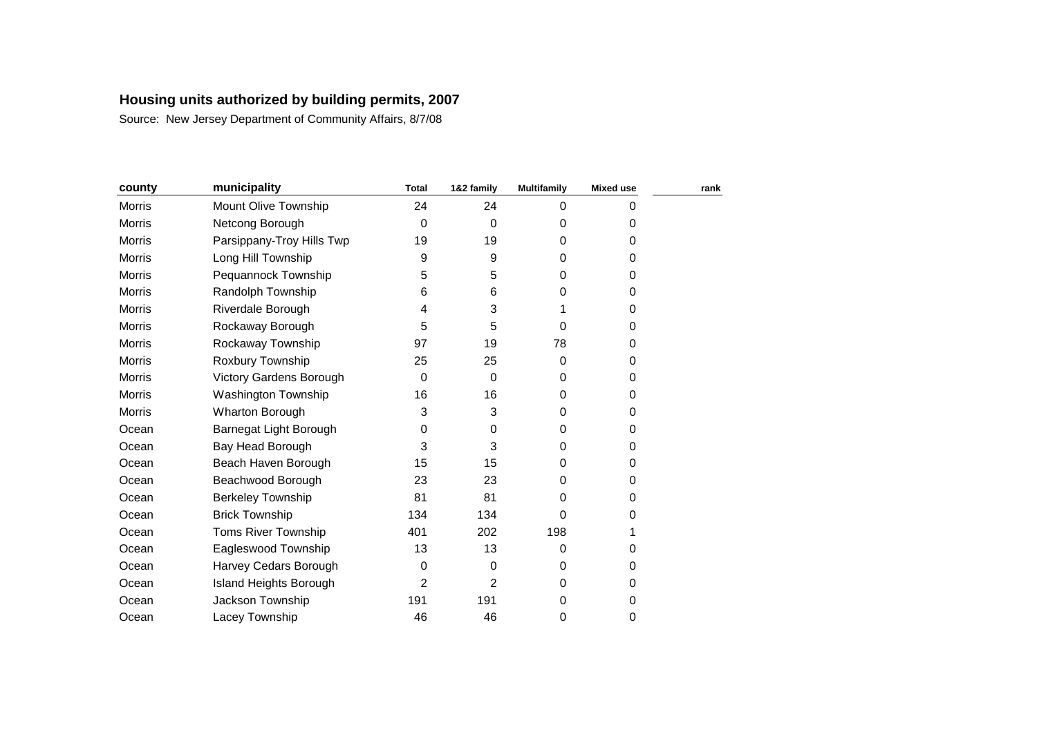# Housing units authorized by building permits, 2007

Source: New Jersey Department of Community Affairs, 8/7/08

| county | municipality | Total | 1&2 family | Multifamily | Mixed use | rank |
|---|---|---|---|---|---|---|
| Morris | Mount Olive Township | 24 | 24 | 0 | 0 | |
| Morris | Netcong Borough | 0 | 0 | 0 | 0 | |
| Morris | Parsippany-Troy Hills Twp | 19 | 19 | 0 | 0 | |
| Morris | Long Hill Township | 9 | 9 | 0 | 0 | |
| Morris | Pequannock Township | 5 | 5 | 0 | 0 | |
| Morris | Randolph Township | 6 | 6 | 0 | 0 | |
| Morris | Riverdale Borough | 4 | 3 | 1 | 0 | |
| Morris | Rockaway Borough | 5 | 5 | 0 | 0 | |
| Morris | Rockaway Township | 97 | 19 | 78 | 0 | |
| Morris | Roxbury Township | 25 | 25 | 0 | 0 | |
| Morris | Victory Gardens Borough | 0 | 0 | 0 | 0 | |
| Morris | Washington Township | 16 | 16 | 0 | 0 | |
| Morris | Wharton Borough | 3 | 3 | 0 | 0 | |
| Ocean | Barnegat Light Borough | 0 | 0 | 0 | 0 | |
| Ocean | Bay Head Borough | 3 | 3 | 0 | 0 | |
| Ocean | Beach Haven Borough | 15 | 15 | 0 | 0 | |
| Ocean | Beachwood Borough | 23 | 23 | 0 | 0 | |
| Ocean | Berkeley Township | 81 | 81 | 0 | 0 | |
| Ocean | Brick Township | 134 | 134 | 0 | 0 | |
| Ocean | Toms River Township | 401 | 202 | 198 | 1 | |
| Ocean | Eagleswood Township | 13 | 13 | 0 | 0 | |
| Ocean | Harvey Cedars Borough | 0 | 0 | 0 | 0 | |
| Ocean | Island Heights Borough | 2 | 2 | 0 | 0 | |
| Ocean | Jackson Township | 191 | 191 | 0 | 0 | |
| Ocean | Lacey Township | 46 | 46 | 0 | 0 | |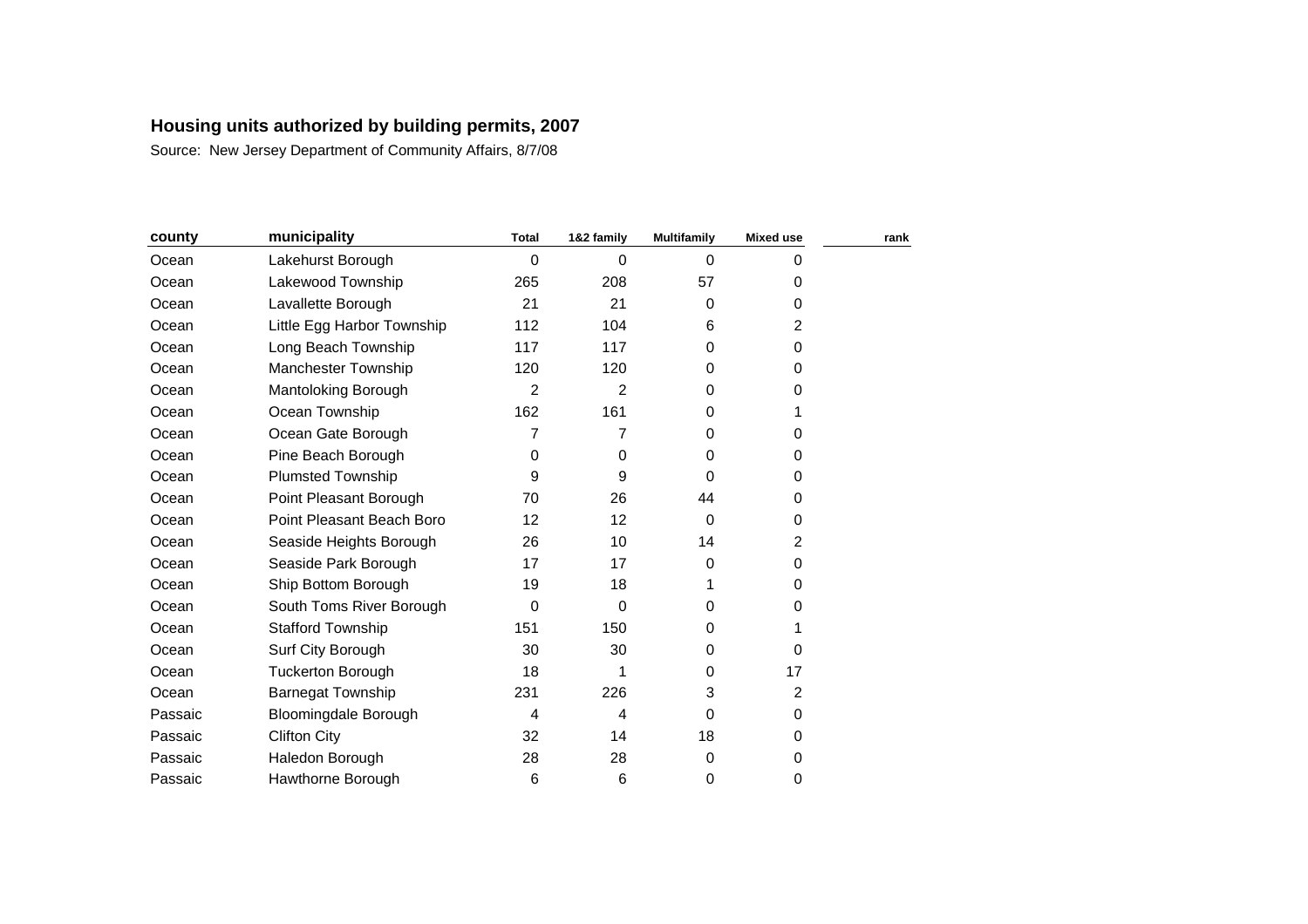**Housing units authorized by building permits, 2007**

Source: New Jersey Department of Community Affairs, 8/7/08

| county | municipality | Total | 1&2 family | Multifamily | Mixed use | rank |
|---|---|---|---|---|---|---|
| Ocean | Lakehurst Borough | 0 | 0 | 0 | 0 | |
| Ocean | Lakewood Township | 265 | 208 | 57 | 0 | |
| Ocean | Lavallette Borough | 21 | 21 | 0 | 0 | |
| Ocean | Little Egg Harbor Township | 112 | 104 | 6 | 2 | |
| Ocean | Long Beach Township | 117 | 117 | 0 | 0 | |
| Ocean | Manchester Township | 120 | 120 | 0 | 0 | |
| Ocean | Mantoloking Borough | 2 | 2 | 0 | 0 | |
| Ocean | Ocean Township | 162 | 161 | 0 | 1 | |
| Ocean | Ocean Gate Borough | 7 | 7 | 0 | 0 | |
| Ocean | Pine Beach Borough | 0 | 0 | 0 | 0 | |
| Ocean | Plumsted Township | 9 | 9 | 0 | 0 | |
| Ocean | Point Pleasant Borough | 70 | 26 | 44 | 0 | |
| Ocean | Point Pleasant Beach Boro | 12 | 12 | 0 | 0 | |
| Ocean | Seaside Heights Borough | 26 | 10 | 14 | 2 | |
| Ocean | Seaside Park Borough | 17 | 17 | 0 | 0 | |
| Ocean | Ship Bottom Borough | 19 | 18 | 1 | 0 | |
| Ocean | South Toms River Borough | 0 | 0 | 0 | 0 | |
| Ocean | Stafford Township | 151 | 150 | 0 | 1 | |
| Ocean | Surf City Borough | 30 | 30 | 0 | 0 | |
| Ocean | Tuckerton Borough | 18 | 1 | 0 | 17 | |
| Ocean | Barnegat Township | 231 | 226 | 3 | 2 | |
| Passaic | Bloomingdale Borough | 4 | 4 | 0 | 0 | |
| Passaic | Clifton City | 32 | 14 | 18 | 0 | |
| Passaic | Haledon Borough | 28 | 28 | 0 | 0 | |
| Passaic | Hawthorne Borough | 6 | 6 | 0 | 0 | |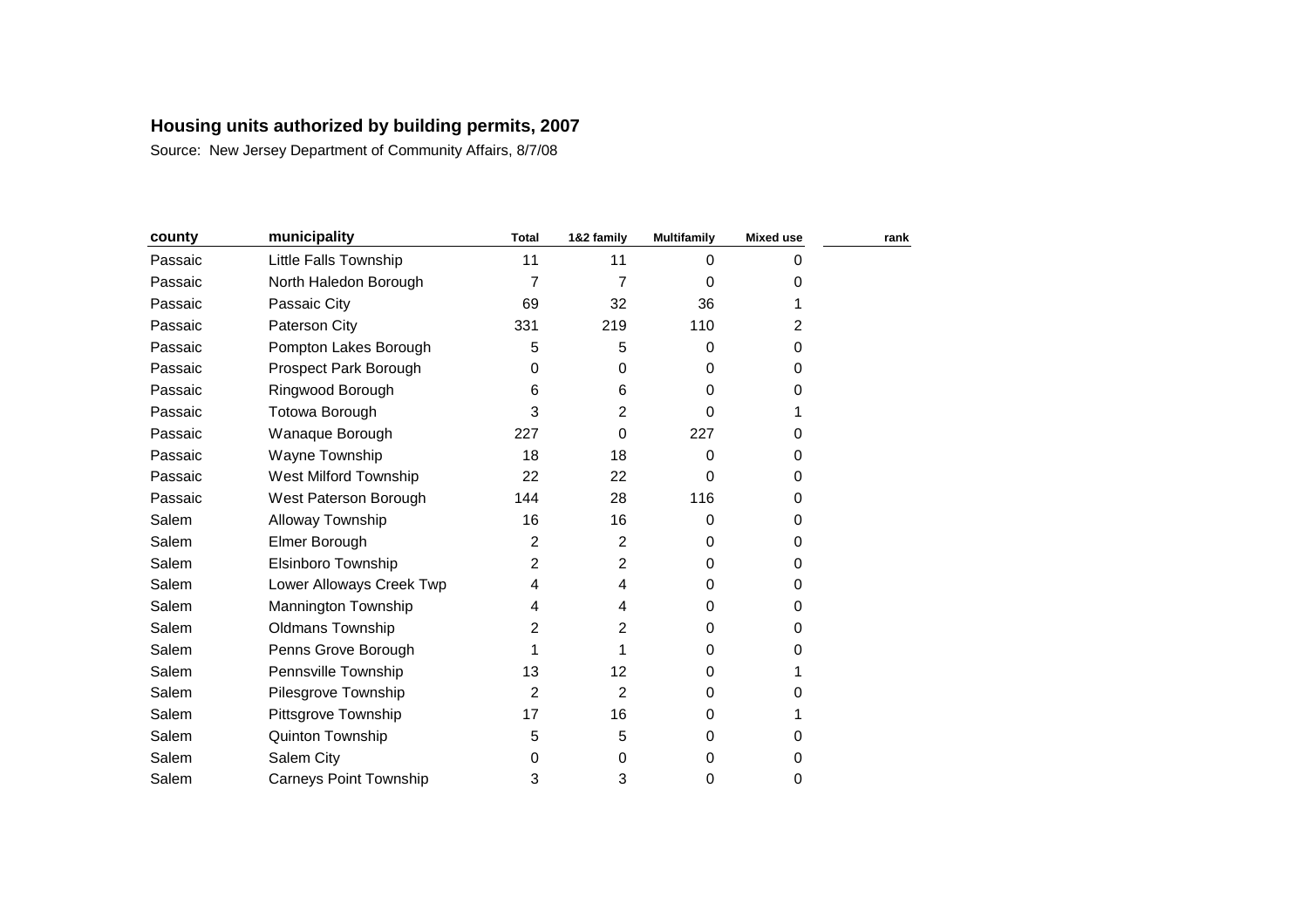## Housing units authorized by building permits, 2007

Source: New Jersey Department of Community Affairs, 8/7/08

| county | municipality | Total | 1&2 family | Multifamily | Mixed use | rank |
|---|---|---|---|---|---|---|
| Passaic | Little Falls Township | 11 | 11 | 0 | 0 | |
| Passaic | North Haledon Borough | 7 | 7 | 0 | 0 | |
| Passaic | Passaic City | 69 | 32 | 36 | 1 | |
| Passaic | Paterson City | 331 | 219 | 110 | 2 | |
| Passaic | Pompton Lakes Borough | 5 | 5 | 0 | 0 | |
| Passaic | Prospect Park Borough | 0 | 0 | 0 | 0 | |
| Passaic | Ringwood Borough | 6 | 6 | 0 | 0 | |
| Passaic | Totowa Borough | 3 | 2 | 0 | 1 | |
| Passaic | Wanaque Borough | 227 | 0 | 227 | 0 | |
| Passaic | Wayne Township | 18 | 18 | 0 | 0 | |
| Passaic | West Milford Township | 22 | 22 | 0 | 0 | |
| Passaic | West Paterson Borough | 144 | 28 | 116 | 0 | |
| Salem | Alloway Township | 16 | 16 | 0 | 0 | |
| Salem | Elmer Borough | 2 | 2 | 0 | 0 | |
| Salem | Elsinboro Township | 2 | 2 | 0 | 0 | |
| Salem | Lower Alloways Creek Twp | 4 | 4 | 0 | 0 | |
| Salem | Mannington Township | 4 | 4 | 0 | 0 | |
| Salem | Oldmans Township | 2 | 2 | 0 | 0 | |
| Salem | Penns Grove Borough | 1 | 1 | 0 | 0 | |
| Salem | Pennsville Township | 13 | 12 | 0 | 1 | |
| Salem | Pilesgrove Township | 2 | 2 | 0 | 0 | |
| Salem | Pittsgrove Township | 17 | 16 | 0 | 1 | |
| Salem | Quinton Township | 5 | 5 | 0 | 0 | |
| Salem | Salem City | 0 | 0 | 0 | 0 | |
| Salem | Carneys Point Township | 3 | 3 | 0 | 0 | |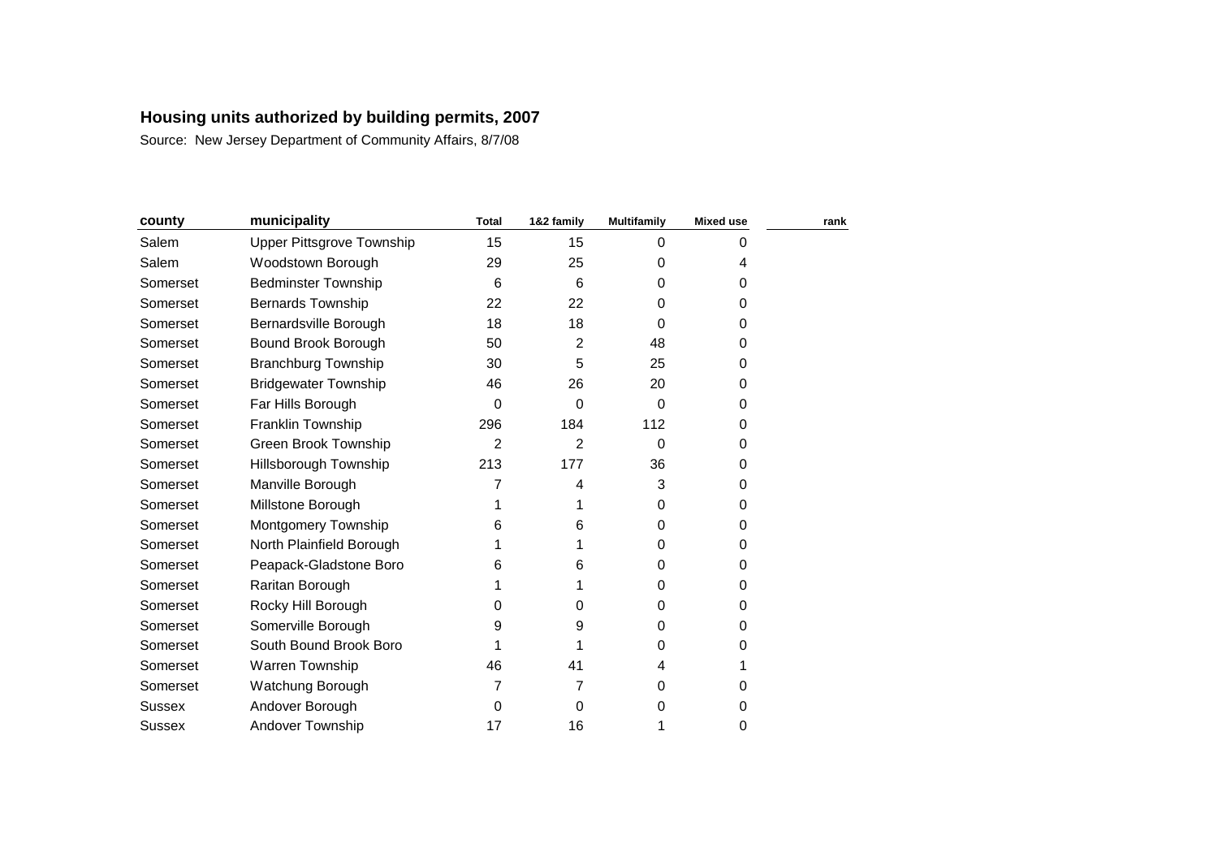**Housing units authorized by building permits, 2007**

Source: New Jersey Department of Community Affairs, 8/7/08

| county | municipality | Total | 1&2 family | Multifamily | Mixed use | rank |
|---|---|---|---|---|---|---|
| Salem | Upper Pittsgrove Township | 15 | 15 | 0 | 0 | |
| Salem | Woodstown Borough | 29 | 25 | 0 | 4 | |
| Somerset | Bedminster Township | 6 | 6 | 0 | 0 | |
| Somerset | Bernards Township | 22 | 22 | 0 | 0 | |
| Somerset | Bernardsville Borough | 18 | 18 | 0 | 0 | |
| Somerset | Bound Brook Borough | 50 | 2 | 48 | 0 | |
| Somerset | Branchburg Township | 30 | 5 | 25 | 0 | |
| Somerset | Bridgewater Township | 46 | 26 | 20 | 0 | |
| Somerset | Far Hills Borough | 0 | 0 | 0 | 0 | |
| Somerset | Franklin Township | 296 | 184 | 112 | 0 | |
| Somerset | Green Brook Township | 2 | 2 | 0 | 0 | |
| Somerset | Hillsborough Township | 213 | 177 | 36 | 0 | |
| Somerset | Manville Borough | 7 | 4 | 3 | 0 | |
| Somerset | Millstone Borough | 1 | 1 | 0 | 0 | |
| Somerset | Montgomery Township | 6 | 6 | 0 | 0 | |
| Somerset | North Plainfield Borough | 1 | 1 | 0 | 0 | |
| Somerset | Peapack-Gladstone Boro | 6 | 6 | 0 | 0 | |
| Somerset | Raritan Borough | 1 | 1 | 0 | 0 | |
| Somerset | Rocky Hill Borough | 0 | 0 | 0 | 0 | |
| Somerset | Somerville Borough | 9 | 9 | 0 | 0 | |
| Somerset | South Bound Brook Boro | 1 | 1 | 0 | 0 | |
| Somerset | Warren Township | 46 | 41 | 4 | 1 | |
| Somerset | Watchung Borough | 7 | 7 | 0 | 0 | |
| Sussex | Andover Borough | 0 | 0 | 0 | 0 | |
| Sussex | Andover Township | 17 | 16 | 1 | 0 | |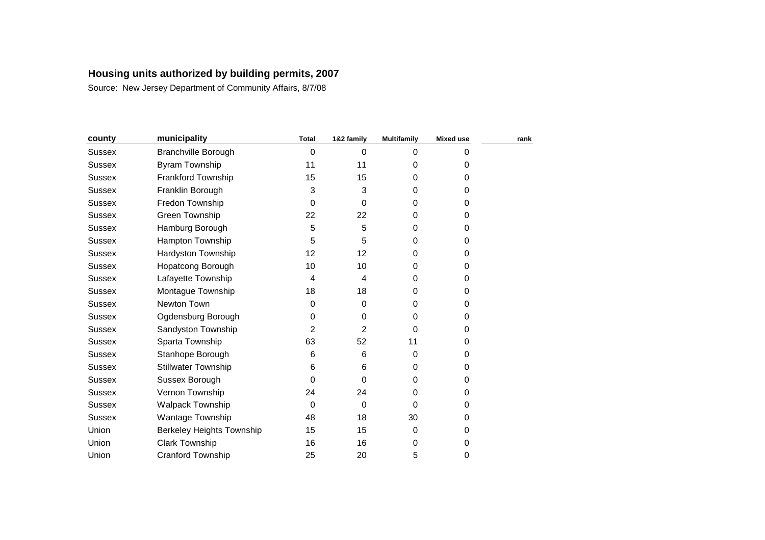**Housing units authorized by building permits, 2007**

Source: New Jersey Department of Community Affairs, 8/7/08

| county | municipality | Total | 1&2 family | Multifamily | Mixed use | rank |
|---|---|---|---|---|---|---|
| Sussex | Branchville Borough | 0 | 0 | 0 | 0 | |
| Sussex | Byram Township | 11 | 11 | 0 | 0 | |
| Sussex | Frankford Township | 15 | 15 | 0 | 0 | |
| Sussex | Franklin Borough | 3 | 3 | 0 | 0 | |
| Sussex | Fredon Township | 0 | 0 | 0 | 0 | |
| Sussex | Green Township | 22 | 22 | 0 | 0 | |
| Sussex | Hamburg Borough | 5 | 5 | 0 | 0 | |
| Sussex | Hampton Township | 5 | 5 | 0 | 0 | |
| Sussex | Hardyston Township | 12 | 12 | 0 | 0 | |
| Sussex | Hopatcong Borough | 10 | 10 | 0 | 0 | |
| Sussex | Lafayette Township | 4 | 4 | 0 | 0 | |
| Sussex | Montague Township | 18 | 18 | 0 | 0 | |
| Sussex | Newton Town | 0 | 0 | 0 | 0 | |
| Sussex | Ogdensburg Borough | 0 | 0 | 0 | 0 | |
| Sussex | Sandyston Township | 2 | 2 | 0 | 0 | |
| Sussex | Sparta Township | 63 | 52 | 11 | 0 | |
| Sussex | Stanhope Borough | 6 | 6 | 0 | 0 | |
| Sussex | Stillwater Township | 6 | 6 | 0 | 0 | |
| Sussex | Sussex Borough | 0 | 0 | 0 | 0 | |
| Sussex | Vernon Township | 24 | 24 | 0 | 0 | |
| Sussex | Walpack Township | 0 | 0 | 0 | 0 | |
| Sussex | Wantage Township | 48 | 18 | 30 | 0 | |
| Union | Berkeley Heights Township | 15 | 15 | 0 | 0 | |
| Union | Clark Township | 16 | 16 | 0 | 0 | |
| Union | Cranford Township | 25 | 20 | 5 | 0 | |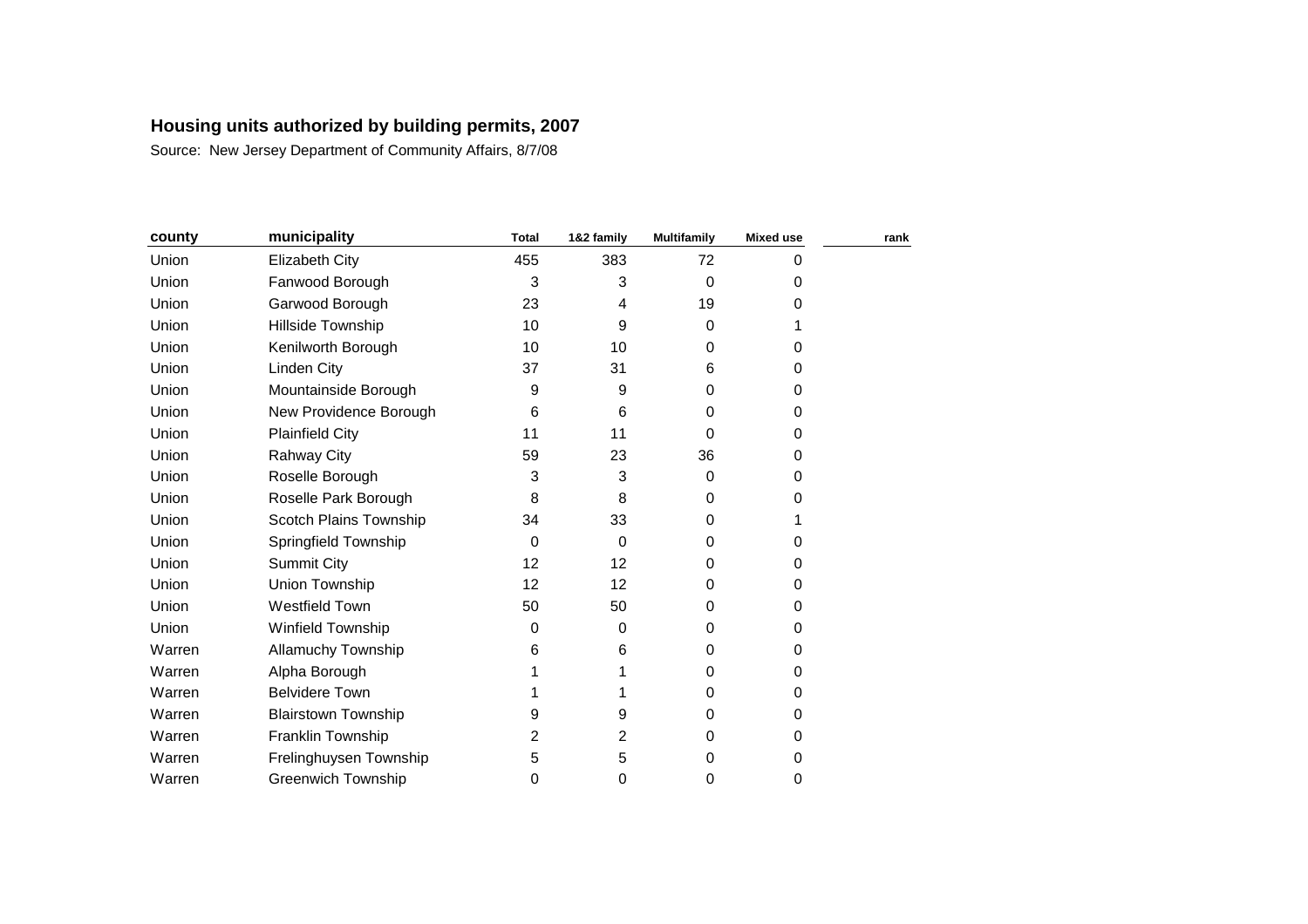**Housing units authorized by building permits, 2007**

Source: New Jersey Department of Community Affairs, 8/7/08

| county | municipality | Total | 1&2 family | Multifamily | Mixed use | rank |
|---|---|---|---|---|---|---|
| Union | Elizabeth City | 455 | 383 | 72 | 0 | |
| Union | Fanwood Borough | 3 | 3 | 0 | 0 | |
| Union | Garwood Borough | 23 | 4 | 19 | 0 | |
| Union | Hillside Township | 10 | 9 | 0 | 1 | |
| Union | Kenilworth Borough | 10 | 10 | 0 | 0 | |
| Union | Linden City | 37 | 31 | 6 | 0 | |
| Union | Mountainside Borough | 9 | 9 | 0 | 0 | |
| Union | New Providence Borough | 6 | 6 | 0 | 0 | |
| Union | Plainfield City | 11 | 11 | 0 | 0 | |
| Union | Rahway City | 59 | 23 | 36 | 0 | |
| Union | Roselle Borough | 3 | 3 | 0 | 0 | |
| Union | Roselle Park Borough | 8 | 8 | 0 | 0 | |
| Union | Scotch Plains Township | 34 | 33 | 0 | 1 | |
| Union | Springfield Township | 0 | 0 | 0 | 0 | |
| Union | Summit City | 12 | 12 | 0 | 0 | |
| Union | Union Township | 12 | 12 | 0 | 0 | |
| Union | Westfield Town | 50 | 50 | 0 | 0 | |
| Union | Winfield Township | 0 | 0 | 0 | 0 | |
| Warren | Allamuchy Township | 6 | 6 | 0 | 0 | |
| Warren | Alpha Borough | 1 | 1 | 0 | 0 | |
| Warren | Belvidere Town | 1 | 1 | 0 | 0 | |
| Warren | Blairstown Township | 9 | 9 | 0 | 0 | |
| Warren | Franklin Township | 2 | 2 | 0 | 0 | |
| Warren | Frelinghuysen Township | 5 | 5 | 0 | 0 | |
| Warren | Greenwich Township | 0 | 0 | 0 | 0 | |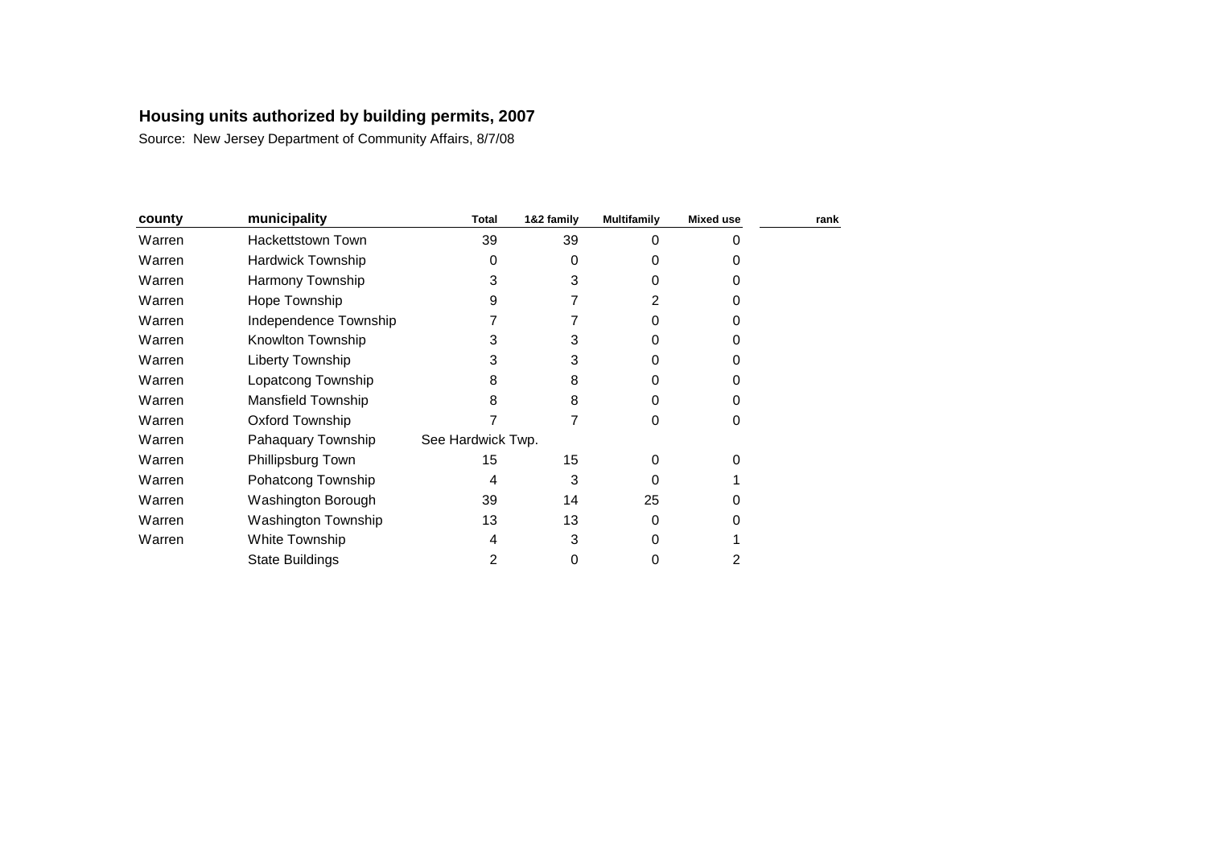**Housing units authorized by building permits, 2007**

Source: New Jersey Department of Community Affairs, 8/7/08

| county | municipality | Total | 1&2 family | Multifamily | Mixed use | rank |
|---|---|---|---|---|---|---|
| Warren | Hackettstown Town | 39 | 39 | 0 | 0 | |
| Warren | Hardwick Township | 0 | 0 | 0 | 0 | |
| Warren | Harmony Township | 3 | 3 | 0 | 0 | |
| Warren | Hope Township | 9 | 7 | 2 | 0 | |
| Warren | Independence Township | 7 | 7 | 0 | 0 | |
| Warren | Knowlton Township | 3 | 3 | 0 | 0 | |
| Warren | Liberty Township | 3 | 3 | 0 | 0 | |
| Warren | Lopatcong Township | 8 | 8 | 0 | 0 | |
| Warren | Mansfield Township | 8 | 8 | 0 | 0 | |
| Warren | Oxford Township | 7 | 7 | 0 | 0 | |
| Warren | Pahaquary Township | See Hardwick Twp. | | | | |
| Warren | Phillipsburg Town | 15 | 15 | 0 | 0 | |
| Warren | Pohatcong Township | 4 | 3 | 0 | 1 | |
| Warren | Washington Borough | 39 | 14 | 25 | 0 | |
| Warren | Washington Township | 13 | 13 | 0 | 0 | |
| Warren | White Township | 4 | 3 | 0 | 1 | |
| | State Buildings | 2 | 0 | 0 | 2 | |